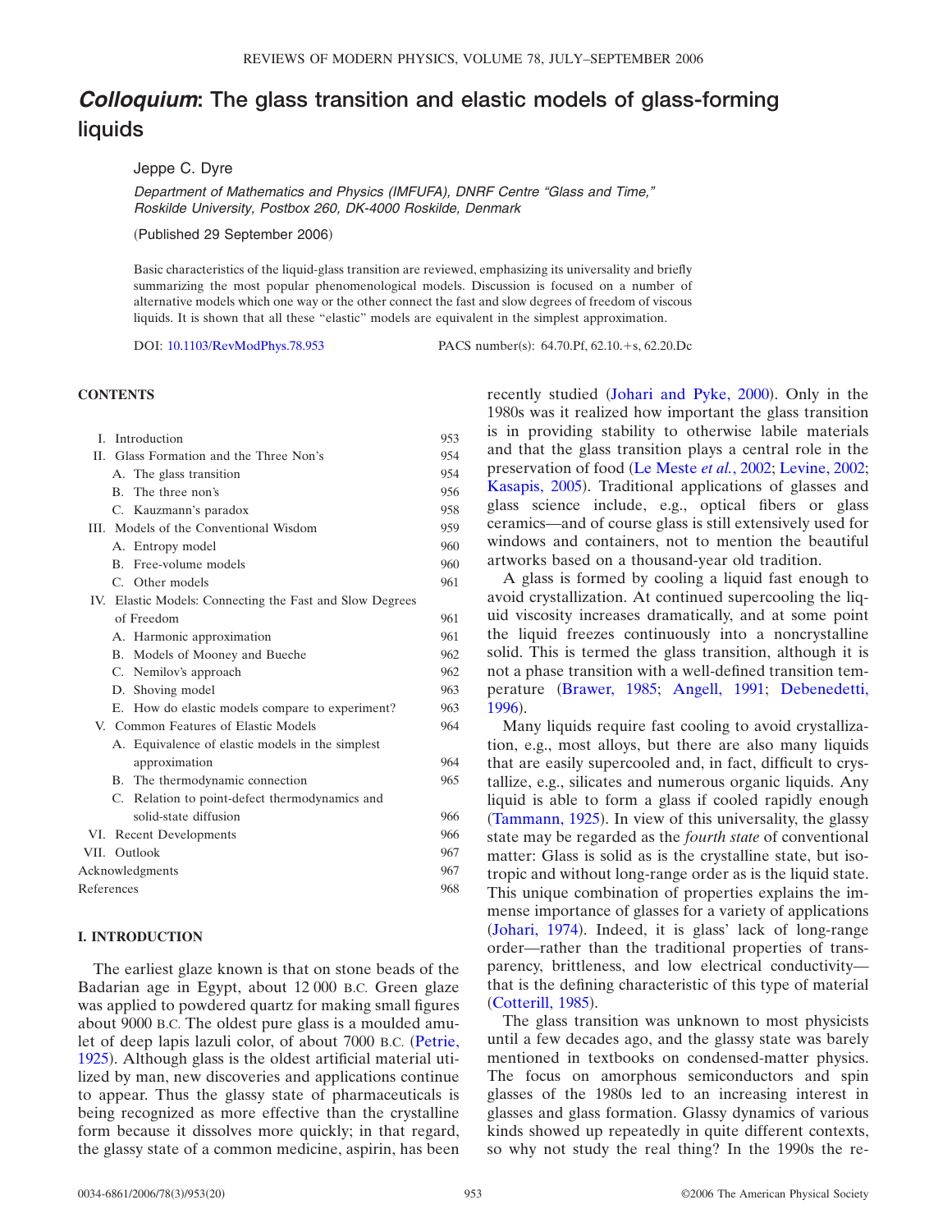# *Colloquium*: The glass transition and elastic models of glass-forming liquids

Jeppe C. Dyre

*Department of Mathematics and Physics (IMFUFA), DNRF Centre "Glass and Time," Roskilde University, Postbox 260, DK-4000 Roskilde, Denmark*

(Published 29 September 2006)

Basic characteristics of the liquid-glass transition are reviewed, emphasizing its universality and briefly summarizing the most popular phenomenological models. Discussion is focused on a number of alternative models which one way or the other connect the fast and slow degrees of freedom of viscous liquids. It is shown that all these "elastic" models are equivalent in the simplest approximation.

DOI: 10.1103/RevModPhys.78.953 PACS number(s): 64.70.Pf, 62.10.+s, 62.20.Dc

## CONTENTS

| | |
|---|---|
| I. Introduction | 953 |
| II. Glass Formation and the Three Non's | 954 |
| A. The glass transition | 954 |
| B. The three non's | 956 |
| C. Kauzmann's paradox | 958 |
| III. Models of the Conventional Wisdom | 959 |
| A. Entropy model | 960 |
| B. Free-volume models | 960 |
| C. Other models | 961 |
| IV. Elastic Models: Connecting the Fast and Slow Degrees of Freedom | 961 |
| A. Harmonic approximation | 961 |
| B. Models of Mooney and Bueche | 962 |
| C. Nemilov's approach | 962 |
| D. Shoving model | 963 |
| E. How do elastic models compare to experiment? | 963 |
| V. Common Features of Elastic Models | 964 |
| A. Equivalence of elastic models in the simplest approximation | 964 |
| B. The thermodynamic connection | 965 |
| C. Relation to point-defect thermodynamics and solid-state diffusion | 966 |
| VI. Recent Developments | 966 |
| VII. Outlook | 967 |
| Acknowledgments | 967 |
| References | 968 |

## I. INTRODUCTION

The earliest glaze known is that on stone beads of the Badarian age in Egypt, about 12 000 B.C. Green glaze was applied to powdered quartz for making small figures about 9000 B.C. The oldest pure glass is a moulded amulet of deep lapis lazuli color, of about 7000 B.C. (Petrie, 1925). Although glass is the oldest artificial material utilized by man, new discoveries and applications continue to appear. Thus the glassy state of pharmaceuticals is being recognized as more effective than the crystalline form because it dissolves more quickly; in that regard, the glassy state of a common medicine, aspirin, has been recently studied (Johari and Pyke, 2000). Only in the 1980s was it realized how important the glass transition is in providing stability to otherwise labile materials and that the glass transition plays a central role in the preservation of food (Le Meste *et al.*, 2002; Levine, 2002; Kasapis, 2005). Traditional applications of glasses and glass science include, e.g., optical fibers or glass ceramics—and of course glass is still extensively used for windows and containers, not to mention the beautiful artworks based on a thousand-year old tradition.

A glass is formed by cooling a liquid fast enough to avoid crystallization. At continued supercooling the liquid viscosity increases dramatically, and at some point the liquid freezes continuously into a noncrystalline solid. This is termed the glass transition, although it is not a phase transition with a well-defined transition temperature (Brawer, 1985; Angell, 1991; Debenedetti, 1996).

Many liquids require fast cooling to avoid crystallization, e.g., most alloys, but there are also many liquids that are easily supercooled and, in fact, difficult to crystallize, e.g., silicates and numerous organic liquids. Any liquid is able to form a glass if cooled rapidly enough (Tammann, 1925). In view of this universality, the glassy state may be regarded as the *fourth state* of conventional matter: Glass is solid as is the crystalline state, but isotropic and without long-range order as is the liquid state. This unique combination of properties explains the immense importance of glasses for a variety of applications (Johari, 1974). Indeed, it is glass' lack of long-range order—rather than the traditional properties of transparency, brittleness, and low electrical conductivity—that is the defining characteristic of this type of material (Cotterill, 1985).

The glass transition was unknown to most physicists until a few decades ago, and the glassy state was barely mentioned in textbooks on condensed-matter physics. The focus on amorphous semiconductors and spin glasses of the 1980s led to an increasing interest in glasses and glass formation. Glassy dynamics of various kinds showed up repeatedly in quite different contexts, so why not study the real thing? In the 1990s the re-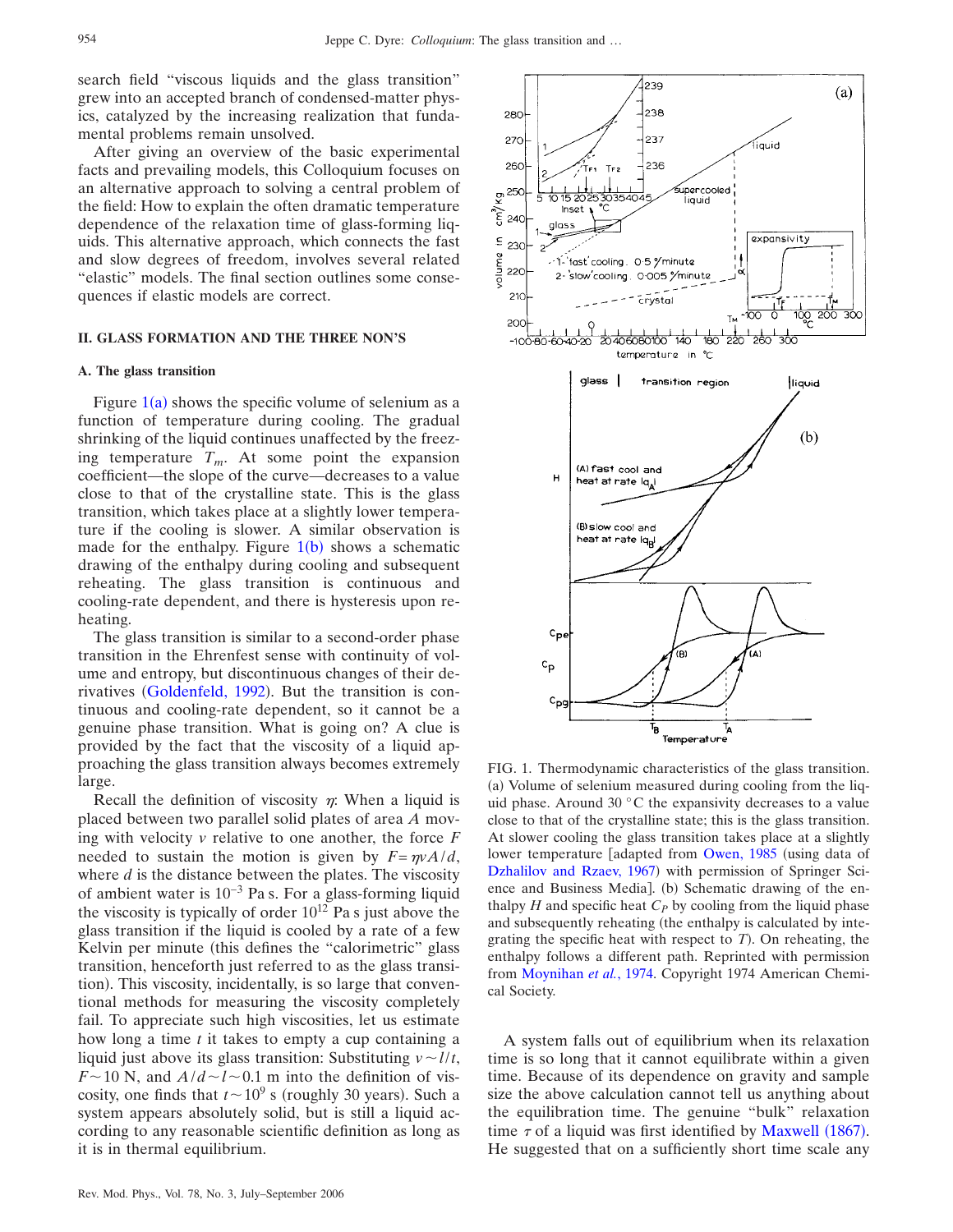search field "viscous liquids and the glass transition" grew into an accepted branch of condensed-matter physics, catalyzed by the increasing realization that fundamental problems remain unsolved.

After giving an overview of the basic experimental facts and prevailing models, this Colloquium focuses on an alternative approach to solving a central problem of the field: How to explain the often dramatic temperature dependence of the relaxation time of glass-forming liquids. This alternative approach, which connects the fast and slow degrees of freedom, involves several related "elastic" models. The final section outlines some consequences if elastic models are correct.

## II. GLASS FORMATION AND THE THREE NON'S

### A. The glass transition

Figure 1(a) shows the specific volume of selenium as a function of temperature during cooling. The gradual shrinking of the liquid continues unaffected by the freezing temperature $T_m$. At some point the expansion coefficient—the slope of the curve—decreases to a value close to that of the crystalline state. This is the glass transition, which takes place at a slightly lower temperature if the cooling is slower. A similar observation is made for the enthalpy. Figure 1(b) shows a schematic drawing of the enthalpy during cooling and subsequent reheating. The glass transition is continuous and cooling-rate dependent, and there is hysteresis upon reheating.

The glass transition is similar to a second-order phase transition in the Ehrenfest sense with continuity of volume and entropy, but discontinuous changes of their derivatives (Goldenfeld, 1992). But the transition is continuous and cooling-rate dependent, so it cannot be a genuine phase transition. What is going on? A clue is provided by the fact that the viscosity of a liquid approaching the glass transition always becomes extremely large.

Recall the definition of viscosity $\eta$: When a liquid is placed between two parallel solid plates of area $A$ moving with velocity $v$ relative to one another, the force $F$ needed to sustain the motion is given by $F=\eta vA/d$, where $d$ is the distance between the plates. The viscosity of ambient water is $10^{-3}$ Pa s. For a glass-forming liquid the viscosity is typically of order $10^{12}$ Pa s just above the glass transition if the liquid is cooled by a rate of a few Kelvin per minute (this defines the "calorimetric" glass transition, henceforth just referred to as the glass transition). This viscosity, incidentally, is so large that conventional methods for measuring the viscosity completely fail. To appreciate such high viscosities, let us estimate how long a time $t$ it takes to empty a cup containing a liquid just above its glass transition: Substituting $v\sim l/t$, $F\sim 10$ N, and $A/d\sim l\sim 0.1$ m into the definition of viscosity, one finds that $t\sim 10^9$ s (roughly 30 years). Such a system appears absolutely solid, but is still a liquid according to any reasonable scientific definition as long as it is in thermal equilibrium.

FIG. 1. Thermodynamic characteristics of the glass transition. (a) Volume of selenium measured during cooling from the liquid phase. Around 30 °C the expansivity decreases to a value close to that of the crystalline state; this is the glass transition. At slower cooling the glass transition takes place at a slightly lower temperature [adapted from Owen, 1985 (using data of Dzhalilov and Rzaev, 1967) with permission of Springer Science and Business Media]. (b) Schematic drawing of the enthalpy $H$ and specific heat $C_P$ by cooling from the liquid phase and subsequently reheating (the enthalpy is calculated by integrating the specific heat with respect to $T$). On reheating, the enthalpy follows a different path. Reprinted with permission from Moynihan *et al.*, 1974. Copyright 1974 American Chemical Society.

A system falls out of equilibrium when its relaxation time is so long that it cannot equilibrate within a given time. Because of its dependence on gravity and sample size the above calculation cannot tell us anything about the equilibration time. The genuine "bulk" relaxation time $\tau$ of a liquid was first identified by Maxwell (1867). He suggested that on a sufficiently short time scale any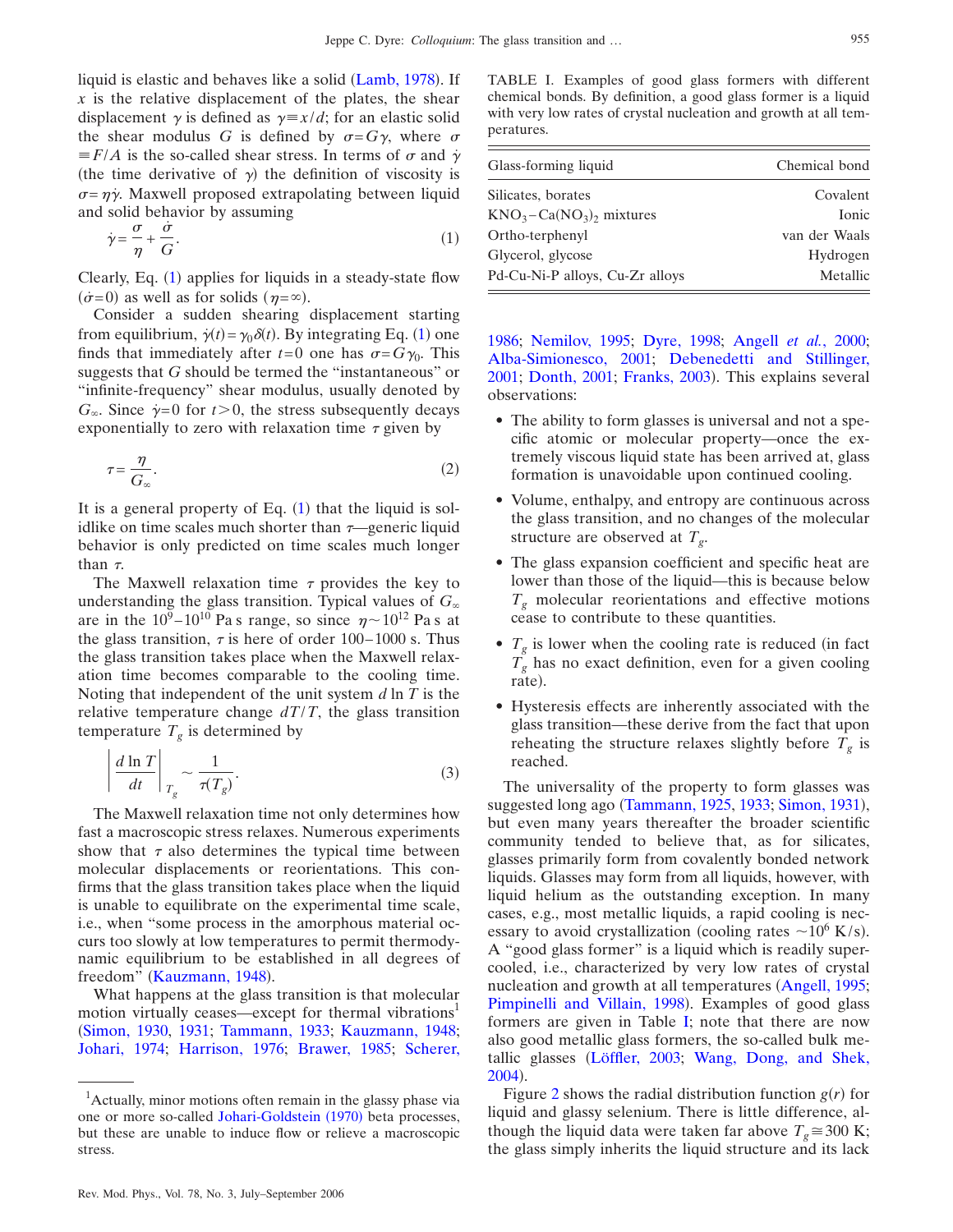liquid is elastic and behaves like a solid (Lamb, 1978). If $x$ is the relative displacement of the plates, the shear displacement $\gamma$ is defined as $\gamma \equiv x/d$; for an elastic solid the shear modulus $G$ is defined by $\sigma = G\gamma$, where $\sigma \equiv F/A$ is the so-called shear stress. In terms of $\sigma$ and $\dot{\gamma}$ (the time derivative of $\gamma$) the definition of viscosity is $\sigma = \eta\dot{\gamma}$. Maxwell proposed extrapolating between liquid and solid behavior by assuming

$$\dot{\gamma} = \frac{\sigma}{\eta} + \frac{\dot{\sigma}}{G}. \tag{1}$$

Clearly, Eq. (1) applies for liquids in a steady-state flow ($\dot{\sigma}=0$) as well as for solids ($\eta=\infty$).

Consider a sudden shearing displacement starting from equilibrium, $\dot{\gamma}(t) = \gamma_0 \delta(t)$. By integrating Eq. (1) one finds that immediately after $t=0$ one has $\sigma = G\gamma_0$. This suggests that $G$ should be termed the "instantaneous" or "infinite-frequency" shear modulus, usually denoted by $G_\infty$. Since $\dot{\gamma}=0$ for $t>0$, the stress subsequently decays exponentially to zero with relaxation time $\tau$ given by

$$\tau = \frac{\eta}{G_\infty}. \tag{2}$$

It is a general property of Eq. (1) that the liquid is solidlike on time scales much shorter than $\tau$—generic liquid behavior is only predicted on time scales much longer than $\tau$.

The Maxwell relaxation time $\tau$ provides the key to understanding the glass transition. Typical values of $G_\infty$ are in the $10^9$–$10^{10}$ Pa s range, so since $\eta \sim 10^{12}$ Pa s at the glass transition, $\tau$ is here of order 100–1000 s. Thus the glass transition takes place when the Maxwell relaxation time becomes comparable to the cooling time. Noting that independent of the unit system $d \ln T$ is the relative temperature change $dT/T$, the glass transition temperature $T_g$ is determined by

$$\left| \frac{d \ln T}{dt} \right|_{T_g} \sim \frac{1}{\tau(T_g)}. \tag{3}$$

The Maxwell relaxation time not only determines how fast a macroscopic stress relaxes. Numerous experiments show that $\tau$ also determines the typical time between molecular displacements or reorientations. This confirms that the glass transition takes place when the liquid is unable to equilibrate on the experimental time scale, i.e., when "some process in the amorphous material occurs too slowly at low temperatures to permit thermodynamic equilibrium to be established in all degrees of freedom" (Kauzmann, 1948).

What happens at the glass transition is that molecular motion virtually ceases—except for thermal vibrations[1] (Simon, 1930, 1931; Tammann, 1933; Kauzmann, 1948; Johari, 1974; Harrison, 1976; Brawer, 1985; Scherer, 1986; Nemilov, 1995; Dyre, 1998; Angell *et al.*, 2000; Alba-Simionesco, 2001; Debenedetti and Stillinger, 2001; Donth, 2001; Franks, 2003). This explains several observations:

- The ability to form glasses is universal and not a specific atomic or molecular property—once the extremely viscous liquid state has been arrived at, glass formation is unavoidable upon continued cooling.
- Volume, enthalpy, and entropy are continuous across the glass transition, and no changes of the molecular structure are observed at $T_g$.
- The glass expansion coefficient and specific heat are lower than those of the liquid—this is because below $T_g$ molecular reorientations and effective motions cease to contribute to these quantities.
- $T_g$ is lower when the cooling rate is reduced (in fact $T_g$ has no exact definition, even for a given cooling rate).
- Hysteresis effects are inherently associated with the glass transition—these derive from the fact that upon reheating the structure relaxes slightly before $T_g$ is reached.

TABLE I. Examples of good glass formers with different chemical bonds. By definition, a good glass former is a liquid with very low rates of crystal nucleation and growth at all temperatures.

| Glass-forming liquid | Chemical bond |
|---|---|
| Silicates, borates | Covalent |
| $KNO_3$–$Ca(NO_3)_2$ mixtures | Ionic |
| Ortho-terphenyl | van der Waals |
| Glycerol, glycose | Hydrogen |
| Pd-Cu-Ni-P alloys, Cu-Zr alloys | Metallic |

The universality of the property to form glasses was suggested long ago (Tammann, 1925, 1933; Simon, 1931), but even many years thereafter the broader scientific community tended to believe that, as for silicates, glasses primarily form from covalently bonded network liquids. Glasses may form from all liquids, however, with liquid helium as the outstanding exception. In many cases, e.g., most metallic liquids, a rapid cooling is necessary to avoid crystallization (cooling rates $\sim 10^6$ K/s). A "good glass former" is a liquid which is readily supercooled, i.e., characterized by very low rates of crystal nucleation and growth at all temperatures (Angell, 1995; Pimpinelli and Villain, 1998). Examples of good glass formers are given in Table I; note that there are now also good metallic glass formers, the so-called bulk metallic glasses (Löffler, 2003; Wang, Dong, and Shek, 2004).

Figure 2 shows the radial distribution function $g(r)$ for liquid and glassy selenium. There is little difference, although the liquid data were taken far above $T_g \cong 300$ K; the glass simply inherits the liquid structure and its lack

[1]Actually, minor motions often remain in the glassy phase via one or more so-called Johari-Goldstein (1970) beta processes, but these are unable to induce flow or relieve a macroscopic stress.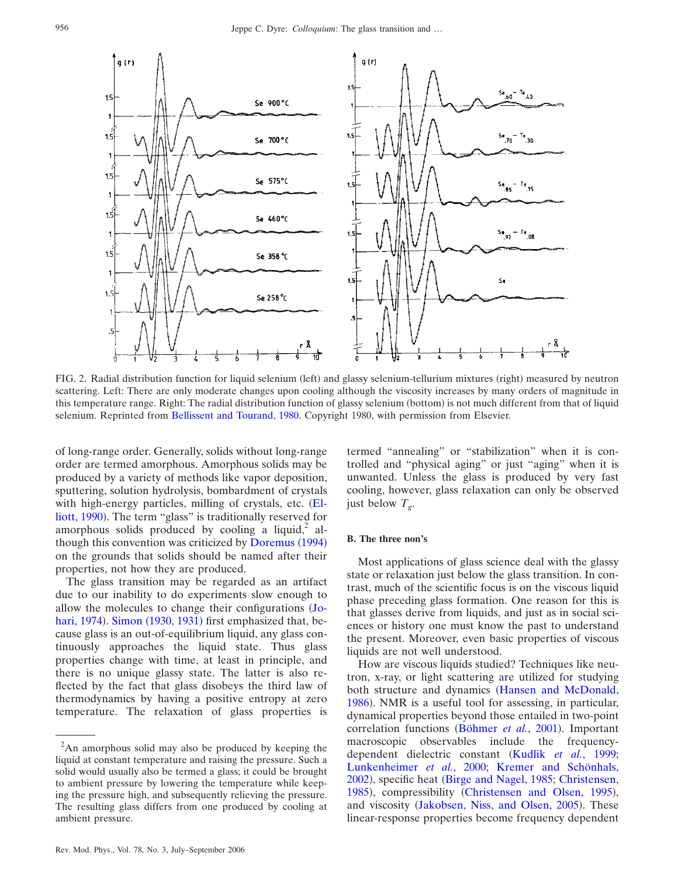FIG. 2. Radial distribution function for liquid selenium (left) and glassy selenium-tellurium mixtures (right) measured by neutron scattering. Left: There are only moderate changes upon cooling although the viscosity increases by many orders of magnitude in this temperature range. Right: The radial distribution function of glassy selenium (bottom) is not much different from that of liquid selenium. Reprinted from Bellissent and Tourand, 1980. Copyright 1980, with permission from Elsevier.

of long-range order. Generally, solids without long-range order are termed amorphous. Amorphous solids may be produced by a variety of methods like vapor deposition, sputtering, solution hydrolysis, bombardment of crystals with high-energy particles, milling of crystals, etc. (Elliott, 1990). The term "glass" is traditionally reserved for amorphous solids produced by cooling a liquid,[2] although this convention was criticized by Doremus (1994) on the grounds that solids should be named after their properties, not how they are produced.

The glass transition may be regarded as an artifact due to our inability to do experiments slow enough to allow the molecules to change their configurations (Johari, 1974). Simon (1930, 1931) first emphasized that, because glass is an out-of-equilibrium liquid, any glass continuously approaches the liquid state. Thus glass properties change with time, at least in principle, and there is no unique glassy state. The latter is also reflected by the fact that glass disobeys the third law of thermodynamics by having a positive entropy at zero temperature. The relaxation of glass properties is termed "annealing" or "stabilization" when it is controlled and "physical aging" or just "aging" when it is unwanted. Unless the glass is produced by very fast cooling, however, glass relaxation can only be observed just below $T_g$.

[2] An amorphous solid may also be produced by keeping the liquid at constant temperature and raising the pressure. Such a solid would usually also be termed a glass; it could be brought to ambient pressure by lowering the temperature while keeping the pressure high, and subsequently relieving the pressure. The resulting glass differs from one produced by cooling at ambient pressure.

### B. The three non's

Most applications of glass science deal with the glassy state or relaxation just below the glass transition. In contrast, much of the scientific focus is on the viscous liquid phase preceding glass formation. One reason for this is that glasses derive from liquids, and just as in social sciences or history one must know the past to understand the present. Moreover, even basic properties of viscous liquids are not well understood.

How are viscous liquids studied? Techniques like neutron, x-ray, or light scattering are utilized for studying both structure and dynamics (Hansen and McDonald, 1986). NMR is a useful tool for assessing, in particular, dynamical properties beyond those entailed in two-point correlation functions (Böhmer *et al.*, 2001). Important macroscopic observables include the frequency-dependent dielectric constant (Kudlik *et al.*, 1999; Lunkenheimer *et al.*, 2000; Kremer and Schönhals, 2002), specific heat (Birge and Nagel, 1985; Christensen, 1985), compressibility (Christensen and Olsen, 1995), and viscosity (Jakobsen, Niss, and Olsen, 2005). These linear-response properties become frequency dependent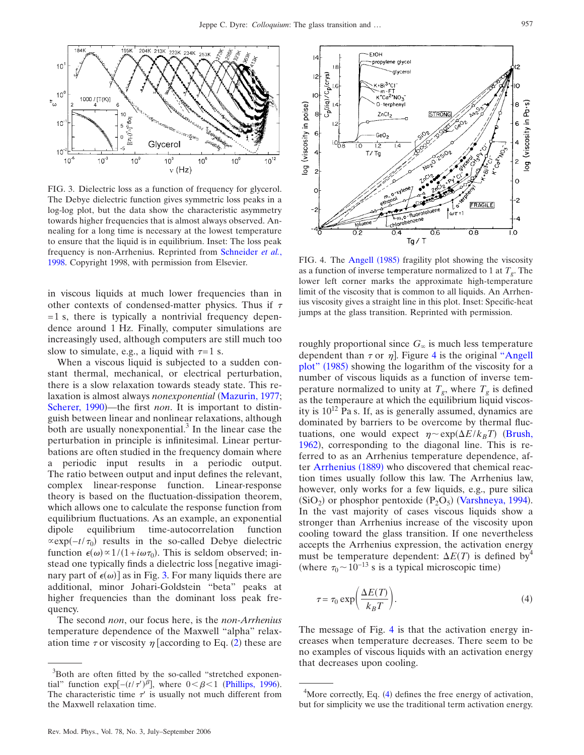FIG. 3. Dielectric loss as a function of frequency for glycerol. The Debye dielectric function gives symmetric loss peaks in a log-log plot, but the data show the characteristic asymmetry towards higher frequencies that is almost always observed. Annealing for a long time is necessary at the lowest temperature to ensure that the liquid is in equilibrium. Inset: The loss peak frequency is non-Arrhenius. Reprinted from Schneider *et al.*, 1998. Copyright 1998, with permission from Elsevier.

in viscous liquids at much lower frequencies than in other contexts of condensed-matter physics. Thus if $\tau = 1$ s, there is typically a nontrivial frequency dependence around 1 Hz. Finally, computer simulations are increasingly used, although computers are still much too slow to simulate, e.g., a liquid with $\tau = 1$ s.

When a viscous liquid is subjected to a sudden constant thermal, mechanical, or electrical perturbation, there is a slow relaxation towards steady state. This relaxation is almost always *nonexponential* (Mazurin, 1977; Scherer, 1990)—the first *non*. It is important to distinguish between linear and nonlinear relaxations, although both are usually nonexponential.[3] In the linear case the perturbation in principle is infinitesimal. Linear perturbations are often studied in the frequency domain where a periodic input results in a periodic output. The ratio between output and input defines the relevant, complex linear-response function. Linear-response theory is based on the fluctuation-dissipation theorem, which allows one to calculate the response function from equilibrium fluctuations. As an example, an exponential dipole equilibrium time-autocorrelation function $\propto \exp(-t/\tau_0)$ results in the so-called Debye dielectric function $\epsilon(\omega) \propto 1/(1+i\omega\tau_0)$. This is seldom observed; instead one typically finds a dielectric loss [negative imaginary part of $\epsilon(\omega)$] as in Fig. 3. For many liquids there are additional, minor Johari-Goldstein "beta" peaks at higher frequencies than the dominant loss peak frequency.

The second *non*, our focus here, is the *non-Arrhenius* temperature dependence of the Maxwell "alpha" relaxation time $\tau$ or viscosity $\eta$ [according to Eq. (2) these are roughly proportional since $G_\infty$ is much less temperature dependent than $\tau$ or $\eta$]. Figure 4 is the original "Angell plot" (1985) showing the logarithm of the viscosity for a number of viscous liquids as a function of inverse temperature normalized to unity at $T_g$, where $T_g$ is defined as the temperature at which the equilibrium liquid viscosity is $10^{12}$ Pa s. If, as is generally assumed, dynamics are dominated by barriers to be overcome by thermal fluctuations, one would expect $\eta \sim \exp(\Delta E/k_BT)$ (Brush, 1962), corresponding to the diagonal line. This is referred to as an Arrhenius temperature dependence, after Arrhenius (1889) who discovered that chemical reaction times usually follow this law. The Arrhenius law, however, only works for a few liquids, e.g., pure silica ($SiO_2$) or phosphor pentoxide ($P_2O_5$) (Varshneya, 1994). In the vast majority of cases viscous liquids show a stronger than Arrhenius increase of the viscosity upon cooling toward the glass transition. If one nevertheless accepts the Arrhenius expression, the activation energy must be temperature dependent: $\Delta E(T)$ is defined by[4] (where $\tau_0 \sim 10^{-13}$ s is a typical microscopic time)

$$\tau = \tau_0 \exp\left(\frac{\Delta E(T)}{k_BT}\right). \tag{4}$$

The message of Fig. 4 is that the activation energy increases when temperature decreases. There seem to be no examples of viscous liquids with an activation energy that decreases upon cooling.

FIG. 4. The Angell (1985) fragility plot showing the viscosity as a function of inverse temperature normalized to 1 at $T_g$. The lower left corner marks the approximate high-temperature limit of the viscosity that is common to all liquids. An Arrhenius viscosity gives a straight line in this plot. Inset: Specific-heat jumps at the glass transition. Reprinted with permission.

---

[3] Both are often fitted by the so-called "stretched exponential" function $\exp[-(t/\tau')^\beta]$, where $0<\beta<1$ (Phillips, 1996). The characteristic time $\tau'$ is usually not much different from the Maxwell relaxation time.

[4] More correctly, Eq. (4) defines the free energy of activation, but for simplicity we use the traditional term activation energy.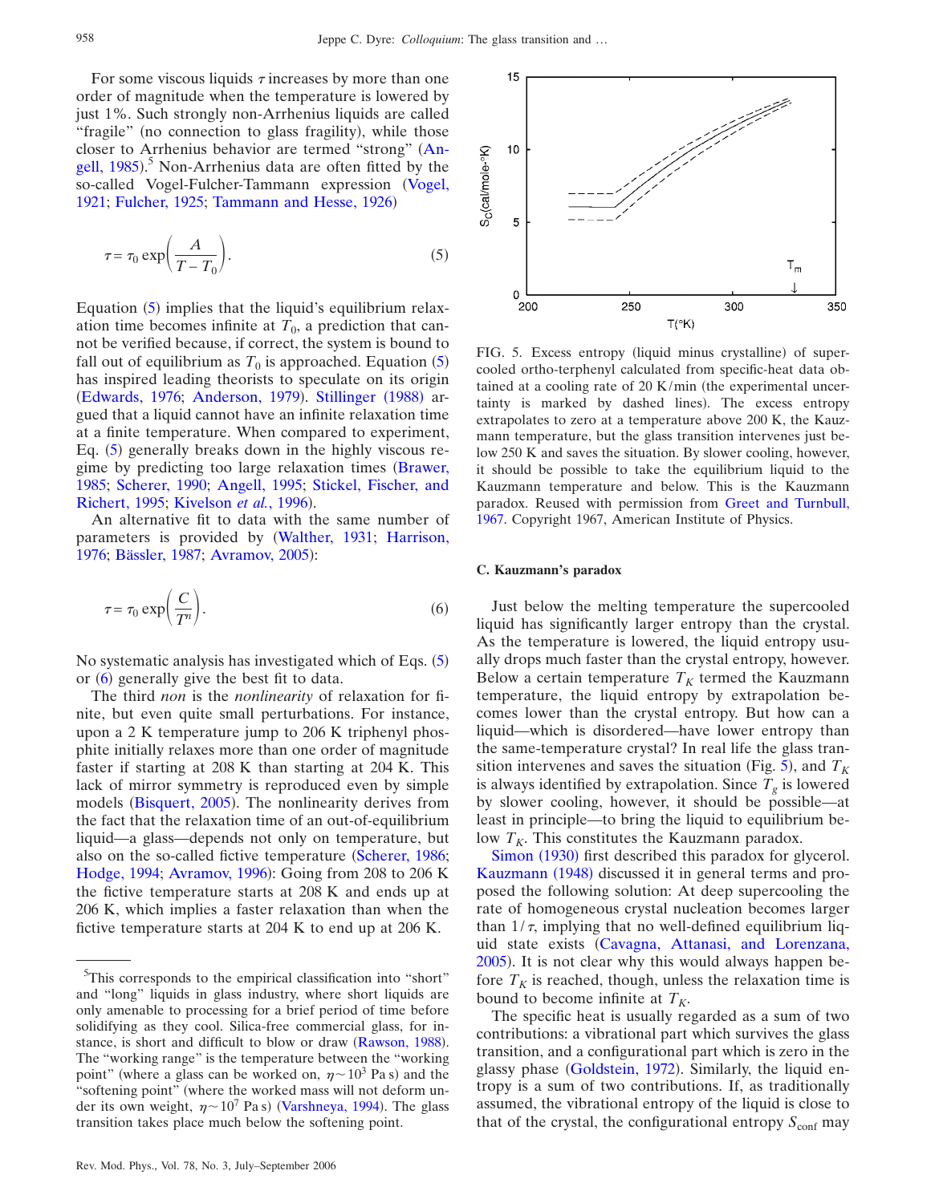For some viscous liquids $\tau$ increases by more than one order of magnitude when the temperature is lowered by just 1%. Such strongly non-Arrhenius liquids are called "fragile" (no connection to glass fragility), while those closer to Arrhenius behavior are termed "strong" (Angell, 1985).[5] Non-Arrhenius data are often fitted by the so-called Vogel-Fulcher-Tammann expression (Vogel, 1921; Fulcher, 1925; Tammann and Hesse, 1926)

$$\tau = \tau_0 \exp\left(\frac{A}{T - T_0}\right). \tag{5}$$

Equation (5) implies that the liquid's equilibrium relaxation time becomes infinite at $T_0$, a prediction that cannot be verified because, if correct, the system is bound to fall out of equilibrium as $T_0$ is approached. Equation (5) has inspired leading theorists to speculate on its origin (Edwards, 1976; Anderson, 1979). Stillinger (1988) argued that a liquid cannot have an infinite relaxation time at a finite temperature. When compared to experiment, Eq. (5) generally breaks down in the highly viscous regime by predicting too large relaxation times (Brawer, 1985; Scherer, 1990; Angell, 1995; Stickel, Fischer, and Richert, 1995; Kivelson *et al.*, 1996).

An alternative fit to data with the same number of parameters is provided by (Walther, 1931; Harrison, 1976; Bässler, 1987; Avramov, 2005):

$$\tau = \tau_0 \exp\left(\frac{C}{T^n}\right). \tag{6}$$

No systematic analysis has investigated which of Eqs. (5) or (6) generally give the best fit to data.

The third *non* is the *nonlinearity* of relaxation for finite, but even quite small perturbations. For instance, upon a 2 K temperature jump to 206 K triphenyl phosphite initially relaxes more than one order of magnitude faster if starting at 208 K than starting at 204 K. This lack of mirror symmetry is reproduced even by simple models (Bisquert, 2005). The nonlinearity derives from the fact that the relaxation time of an out-of-equilibrium liquid—a glass—depends not only on temperature, but also on the so-called fictive temperature (Scherer, 1986; Hodge, 1994; Avramov, 1996): Going from 208 to 206 K the fictive temperature starts at 208 K and ends up at 206 K, which implies a faster relaxation than when the fictive temperature starts at 204 K to end up at 206 K.

[5]This corresponds to the empirical classification into "short" and "long" liquids in glass industry, where short liquids are only amenable to processing for a brief period of time before solidifying as they cool. Silica-free commercial glass, for instance, is short and difficult to blow or draw (Rawson, 1988). The "working range" is the temperature between the "working point" (where a glass can be worked on, $\eta \sim 10^3$ Pa s) and the "softening point" (where the worked mass will not deform under its own weight, $\eta \sim 10^7$ Pa s) (Varshneya, 1994). The glass transition takes place much below the softening point.

FIG. 5. Excess entropy (liquid minus crystalline) of supercooled ortho-terphenyl calculated from specific-heat data obtained at a cooling rate of 20 K/min (the experimental uncertainty is marked by dashed lines). The excess entropy extrapolates to zero at a temperature above 200 K, the Kauzmann temperature, but the glass transition intervenes just below 250 K and saves the situation. By slower cooling, however, it should be possible to take the equilibrium liquid to the Kauzmann temperature and below. This is the Kauzmann paradox. Reused with permission from Greet and Turnbull, 1967. Copyright 1967, American Institute of Physics.

### C. Kauzmann's paradox

Just below the melting temperature the supercooled liquid has significantly larger entropy than the crystal. As the temperature is lowered, the liquid entropy usually drops much faster than the crystal entropy, however. Below a certain temperature $T_K$ termed the Kauzmann temperature, the liquid entropy by extrapolation becomes lower than the crystal entropy. But how can a liquid—which is disordered—have lower entropy than the same-temperature crystal? In real life the glass transition intervenes and saves the situation (Fig. 5), and $T_K$ is always identified by extrapolation. Since $T_g$ is lowered by slower cooling, however, it should be possible—at least in principle—to bring the liquid to equilibrium below $T_K$. This constitutes the Kauzmann paradox.

Simon (1930) first described this paradox for glycerol. Kauzmann (1948) discussed it in general terms and proposed the following solution: At deep supercooling the rate of homogeneous crystal nucleation becomes larger than $1/\tau$, implying that no well-defined equilibrium liquid state exists (Cavagna, Attanasi, and Lorenzana, 2005). It is not clear why this would always happen before $T_K$ is reached, though, unless the relaxation time is bound to become infinite at $T_K$.

The specific heat is usually regarded as a sum of two contributions: a vibrational part which survives the glass transition, and a configurational part which is zero in the glassy phase (Goldstein, 1972). Similarly, the liquid entropy is a sum of two contributions. If, as traditionally assumed, the vibrational entropy of the liquid is close to that of the crystal, the configurational entropy $S_{\mathrm{conf}}$ may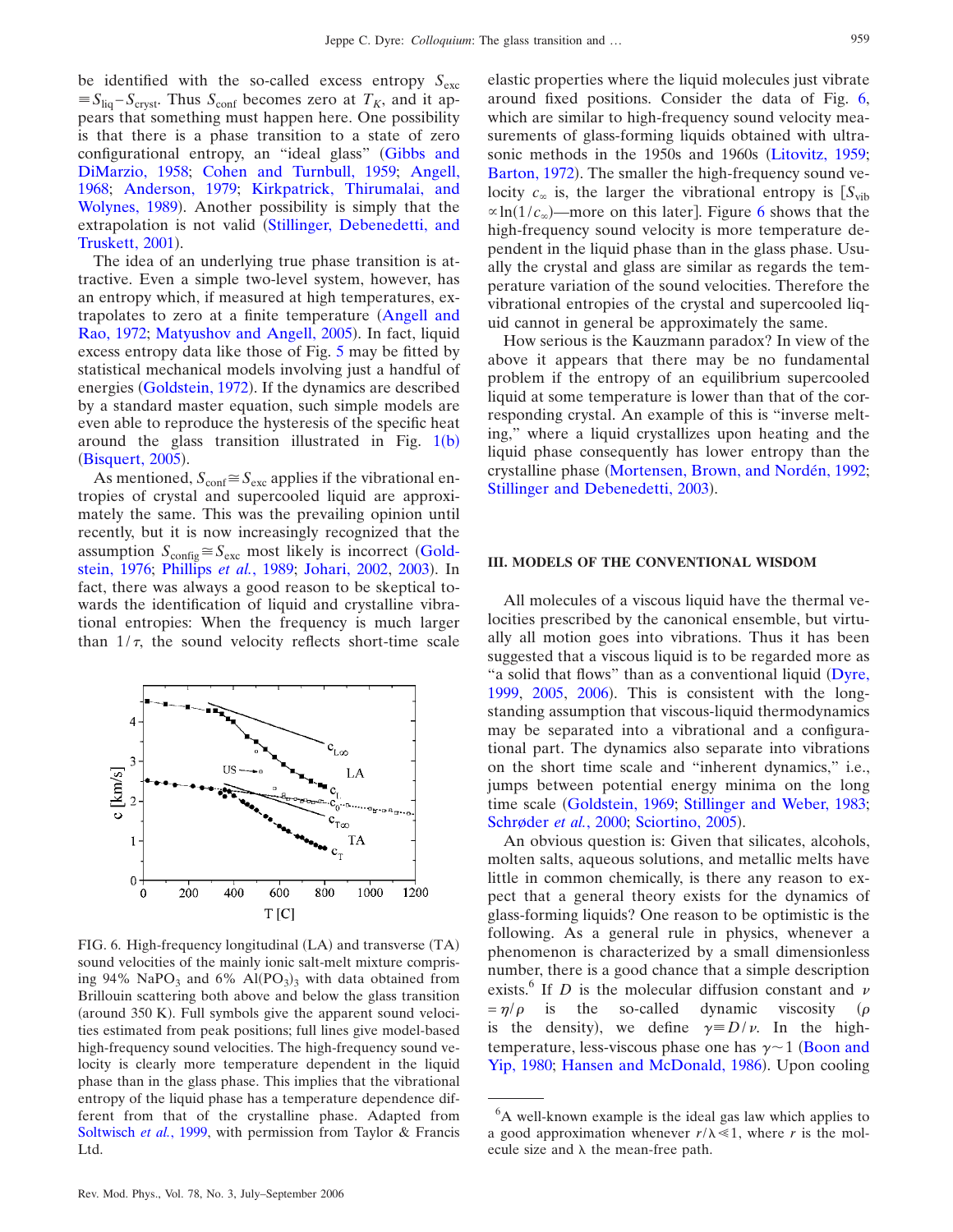be identified with the so-called excess entropy $S_{exc} \equiv S_{liq} - S_{cryst}$. Thus $S_{conf}$ becomes zero at $T_K$, and it appears that something must happen here. One possibility is that there is a phase transition to a state of zero configurational entropy, an "ideal glass" (Gibbs and DiMarzio, 1958; Cohen and Turnbull, 1959; Angell, 1968; Anderson, 1979; Kirkpatrick, Thirumalai, and Wolynes, 1989). Another possibility is simply that the extrapolation is not valid (Stillinger, Debenedetti, and Truskett, 2001).

The idea of an underlying true phase transition is attractive. Even a simple two-level system, however, has an entropy which, if measured at high temperatures, extrapolates to zero at a finite temperature (Angell and Rao, 1972; Matyushov and Angell, 2005). In fact, liquid excess entropy data like those of Fig. 5 may be fitted by statistical mechanical models involving just a handful of energies (Goldstein, 1972). If the dynamics are described by a standard master equation, such simple models are even able to reproduce the hysteresis of the specific heat around the glass transition illustrated in Fig. 1(b) (Bisquert, 2005).

As mentioned, $S_{conf} \cong S_{exc}$ applies if the vibrational entropies of crystal and supercooled liquid are approximately the same. This was the prevailing opinion until recently, but it is now increasingly recognized that the assumption $S_{config} \cong S_{exc}$ most likely is incorrect (Goldstein, 1976; Phillips *et al.*, 1989; Johari, 2002, 2003). In fact, there was always a good reason to be skeptical towards the identification of liquid and crystalline vibrational entropies: When the frequency is much larger than $1/\tau$, the sound velocity reflects short-time scale elastic properties where the liquid molecules just vibrate around fixed positions. Consider the data of Fig. 6, which are similar to high-frequency sound velocity measurements of glass-forming liquids obtained with ultrasonic methods in the 1950s and 1960s (Litovitz, 1959; Barton, 1972). The smaller the high-frequency sound velocity $c_\infty$ is, the larger the vibrational entropy is [$S_{vib} \propto \ln(1/c_\infty)$—more on this later]. Figure 6 shows that the high-frequency sound velocity is more temperature dependent in the liquid phase than in the glass phase. Usually the crystal and glass are similar as regards the temperature variation of the sound velocities. Therefore the vibrational entropies of the crystal and supercooled liquid cannot in general be approximately the same.

FIG. 6. High-frequency longitudinal (LA) and transverse (TA) sound velocities of the mainly ionic salt-melt mixture comprising 94% $NaPO_3$ and 6% $Al(PO_3)_3$ with data obtained from Brillouin scattering both above and below the glass transition (around 350 K). Full symbols give the apparent sound velocities estimated from peak positions; full lines give model-based high-frequency sound velocities. The high-frequency sound velocity is clearly more temperature dependent in the liquid phase than in the glass phase. This implies that the vibrational entropy of the liquid phase has a temperature dependence different from that of the crystalline phase. Adapted from Soltwisch *et al.*, 1999, with permission from Taylor & Francis Ltd.

How serious is the Kauzmann paradox? In view of the above it appears that there may be no fundamental problem if the entropy of an equilibrium supercooled liquid at some temperature is lower than that of the corresponding crystal. An example of this is "inverse melting," where a liquid crystallizes upon heating and the liquid phase consequently has lower entropy than the crystalline phase (Mortensen, Brown, and Nordén, 1992; Stillinger and Debenedetti, 2003).

## III. MODELS OF THE CONVENTIONAL WISDOM

All molecules of a viscous liquid have the thermal velocities prescribed by the canonical ensemble, but virtually all motion goes into vibrations. Thus it has been suggested that a viscous liquid is to be regarded more as "a solid that flows" than as a conventional liquid (Dyre, 1999, 2005, 2006). This is consistent with the long-standing assumption that viscous-liquid thermodynamics may be separated into a vibrational and a configurational part. The dynamics also separate into vibrations on the short time scale and "inherent dynamics," i.e., jumps between potential energy minima on the long time scale (Goldstein, 1969; Stillinger and Weber, 1983; Schrøder *et al.*, 2000; Sciortino, 2005).

An obvious question is: Given that silicates, alcohols, molten salts, aqueous solutions, and metallic melts have little in common chemically, is there any reason to expect that a general theory exists for the dynamics of glass-forming liquids? One reason to be optimistic is the following. As a general rule in physics, whenever a phenomenon is characterized by a small dimensionless number, there is a good chance that a simple description exists.[6] If $D$ is the molecular diffusion constant and $\nu = \eta/\rho$ is the so-called dynamic viscosity ($\rho$ is the density), we define $\gamma \equiv D/\nu$. In the high-temperature, less-viscous phase one has $\gamma \sim 1$ (Boon and Yip, 1980; Hansen and McDonald, 1986). Upon cooling

[6] A well-known example is the ideal gas law which applies to a good approximation whenever $r/\lambda \ll 1$, where $r$ is the molecule size and $\lambda$ the mean-free path.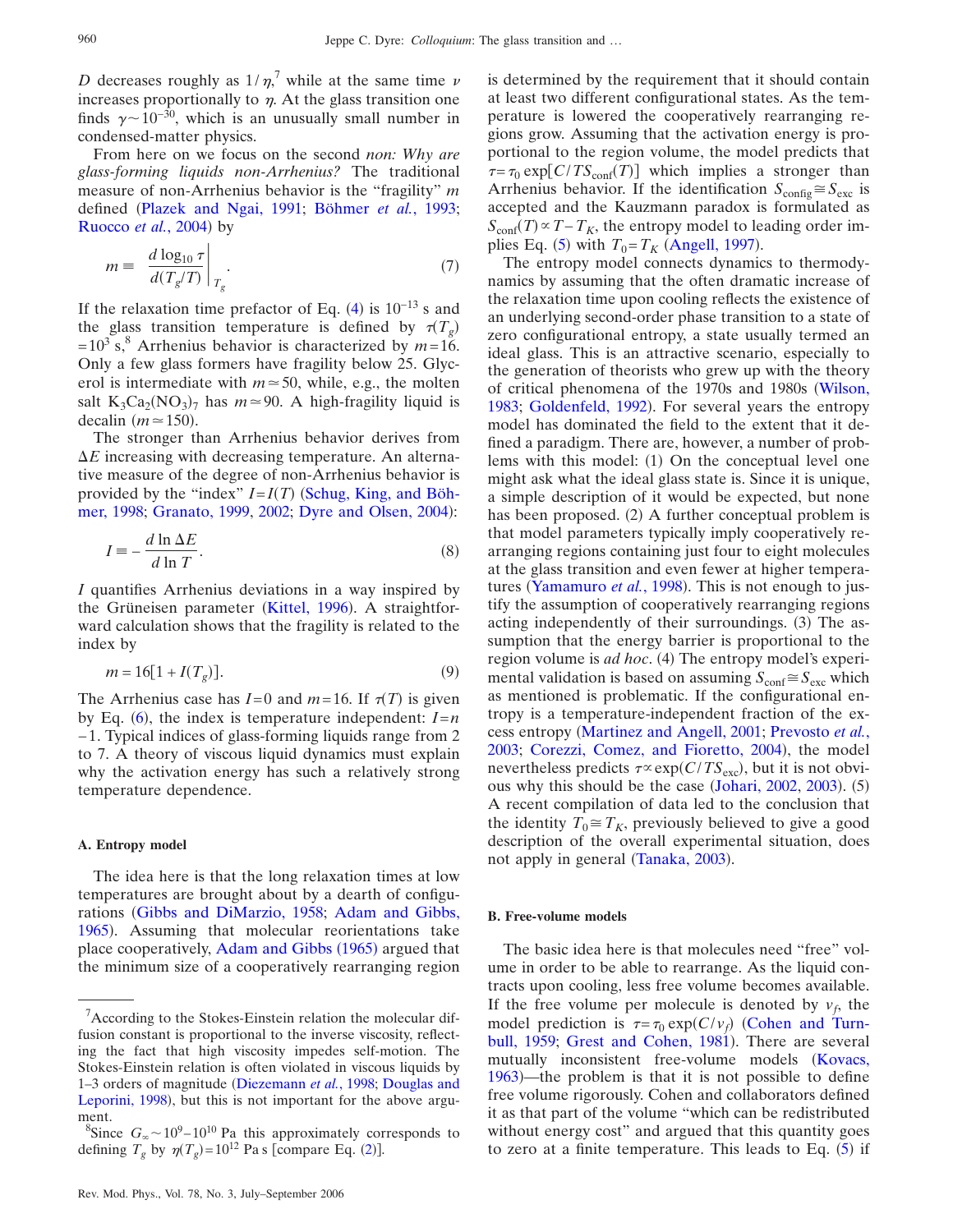$D$ decreases roughly as $1/\eta$,[7] while at the same time $\nu$ increases proportionally to $\eta$. At the glass transition one finds $\gamma \sim 10^{-30}$, which is an unusually small number in condensed-matter physics.

From here on we focus on the second *non: Why are glass-forming liquids non-Arrhenius?* The traditional measure of non-Arrhenius behavior is the "fragility" $m$ defined (Plazek and Ngai, 1991; Böhmer *et al.*, 1993; Ruocco *et al.*, 2004) by

$$m \equiv \left. \frac{d \log_{10} \tau}{d(T_g/T)} \right|_{T_g}. \tag{7}$$

If the relaxation time prefactor of Eq. (4) is $10^{-13}$ s and the glass transition temperature is defined by $\tau(T_g) = 10^3$ s,[8] Arrhenius behavior is characterized by $m=16$. Only a few glass formers have fragility below 25. Glycerol is intermediate with $m \simeq 50$, while, e.g., the molten salt $K_3Ca_2(NO_3)_7$ has $m \simeq 90$. A high-fragility liquid is decalin ($m \simeq 150$).

The stronger than Arrhenius behavior derives from $\Delta E$ increasing with decreasing temperature. An alternative measure of the degree of non-Arrhenius behavior is provided by the "index" $I = I(T)$ (Schug, King, and Böhmer, 1998; Granato, 1999, 2002; Dyre and Olsen, 2004):

$$I \equiv -\frac{d \ln \Delta E}{d \ln T}. \tag{8}$$

$I$ quantifies Arrhenius deviations in a way inspired by the Grüneisen parameter (Kittel, 1996). A straightforward calculation shows that the fragility is related to the index by

$$m = 16[1 + I(T_g)]. \tag{9}$$

The Arrhenius case has $I=0$ and $m=16$. If $\tau(T)$ is given by Eq. (6), the index is temperature independent: $I = n - 1$. Typical indices of glass-forming liquids range from 2 to 7. A theory of viscous liquid dynamics must explain why the activation energy has such a relatively strong temperature dependence.

### A. Entropy model

The idea here is that the long relaxation times at low temperatures are brought about by a dearth of configurations (Gibbs and DiMarzio, 1958; Adam and Gibbs, 1965). Assuming that molecular reorientations take place cooperatively, Adam and Gibbs (1965) argued that the minimum size of a cooperatively rearranging region is determined by the requirement that it should contain at least two different configurational states. As the temperature is lowered the cooperatively rearranging regions grow. Assuming that the activation energy is proportional to the region volume, the model predicts that $\tau = \tau_0 \exp[C/TS_{\text{conf}}(T)]$ which implies a stronger than Arrhenius behavior. If the identification $S_{\text{config}} \cong S_{\text{exc}}$ is accepted and the Kauzmann paradox is formulated as $S_{\text{conf}}(T) \propto T - T_K$, the entropy model to leading order implies Eq. (5) with $T_0 = T_K$ (Angell, 1997).

The entropy model connects dynamics to thermodynamics by assuming that the often dramatic increase of the relaxation time upon cooling reflects the existence of an underlying second-order phase transition to a state of zero configurational entropy, a state usually termed an ideal glass. This is an attractive scenario, especially to the generation of theorists who grew up with the theory of critical phenomena of the 1970s and 1980s (Wilson, 1983; Goldenfeld, 1992). For several years the entropy model has dominated the field to the extent that it defined a paradigm. There are, however, a number of problems with this model: (1) On the conceptual level one might ask what the ideal glass state is. Since it is unique, a simple description of it would be expected, but none has been proposed. (2) A further conceptual problem is that model parameters typically imply cooperatively rearranging regions containing just four to eight molecules at the glass transition and even fewer at higher temperatures (Yamamuro *et al.*, 1998). This is not enough to justify the assumption of cooperatively rearranging regions acting independently of their surroundings. (3) The assumption that the energy barrier is proportional to the region volume is *ad hoc*. (4) The entropy model's experimental validation is based on assuming $S_{\text{conf}} \cong S_{\text{exc}}$ which as mentioned is problematic. If the configurational entropy is a temperature-independent fraction of the excess entropy (Martinez and Angell, 2001; Prevosto *et al.*, 2003; Corezzi, Comez, and Fioretto, 2004), the model nevertheless predicts $\tau \propto \exp(C/TS_{\text{exc}})$, but it is not obvious why this should be the case (Johari, 2002, 2003). (5) A recent compilation of data led to the conclusion that the identity $T_0 \cong T_K$, previously believed to give a good description of the overall experimental situation, does not apply in general (Tanaka, 2003).

### B. Free-volume models

The basic idea here is that molecules need "free" volume in order to be able to rearrange. As the liquid contracts upon cooling, less free volume becomes available. If the free volume per molecule is denoted by $v_f$, the model prediction is $\tau = \tau_0 \exp(C/v_f)$ (Cohen and Turnbull, 1959; Grest and Cohen, 1981). There are several mutually inconsistent free-volume models (Kovacs, 1963)—the problem is that it is not possible to define free volume rigorously. Cohen and collaborators defined it as that part of the volume "which can be redistributed without energy cost" and argued that this quantity goes to zero at a finite temperature. This leads to Eq. (5) if

---

[7] According to the Stokes-Einstein relation the molecular diffusion constant is proportional to the inverse viscosity, reflecting the fact that high viscosity impedes self-motion. The Stokes-Einstein relation is often violated in viscous liquids by 1–3 orders of magnitude (Diezemann *et al.*, 1998; Douglas and Leporini, 1998), but this is not important for the above argument.

[8] Since $G_\infty \sim 10^9$–$10^{10}$ Pa this approximately corresponds to defining $T_g$ by $\eta(T_g) = 10^{12}$ Pa s [compare Eq. (2)].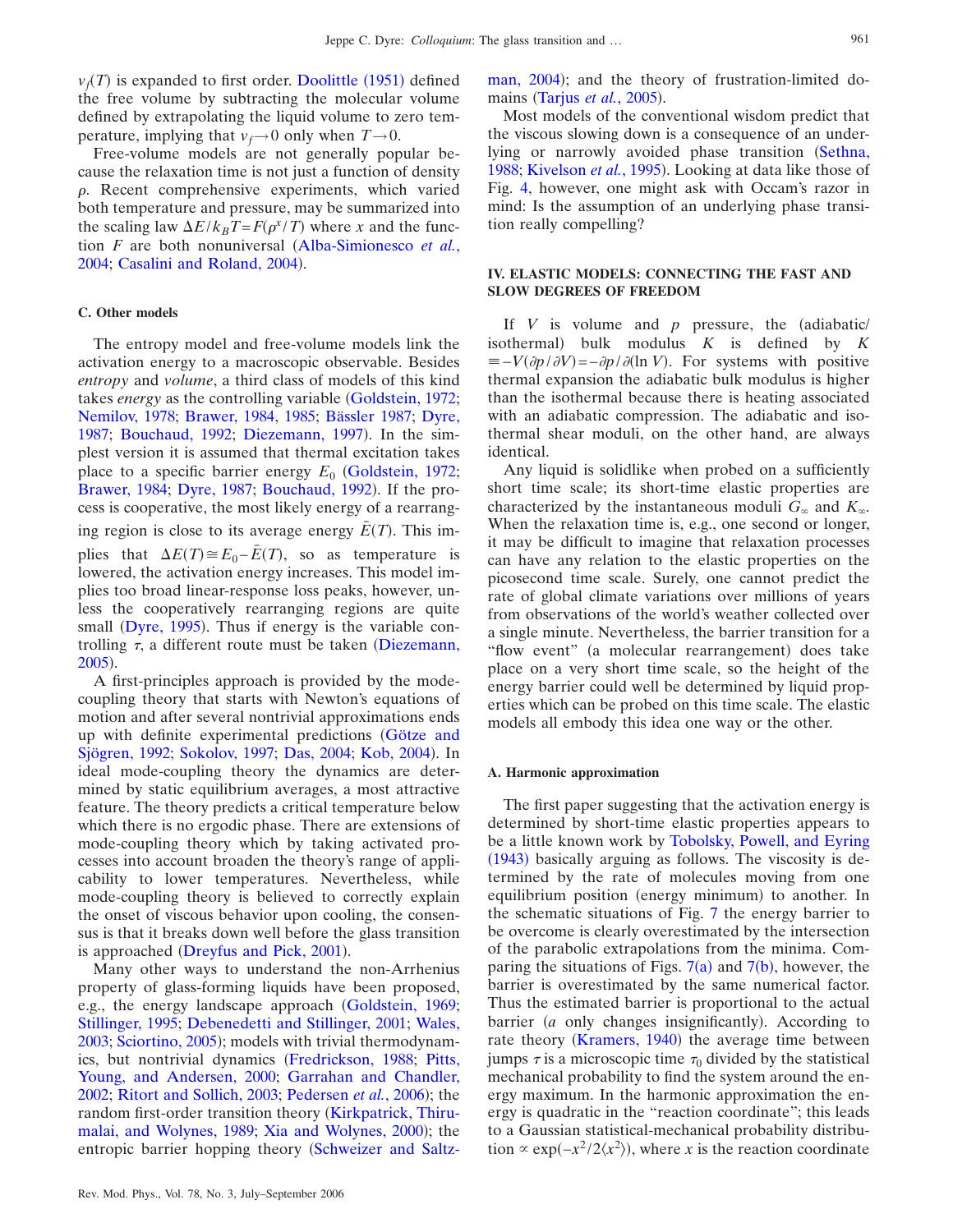$v_f(T)$ is expanded to first order. Doolittle (1951) defined the free volume by subtracting the molecular volume defined by extrapolating the liquid volume to zero temperature, implying that $v_f \to 0$ only when $T \to 0$.

Free-volume models are not generally popular because the relaxation time is not just a function of density $\rho$. Recent comprehensive experiments, which varied both temperature and pressure, may be summarized into the scaling law $\Delta E/k_B T = F(\rho^x/T)$ where $x$ and the function $F$ are both nonuniversal (Alba-Simionesco *et al.*, 2004; Casalini and Roland, 2004).

### C. Other models

The entropy model and free-volume models link the activation energy to a macroscopic observable. Besides *entropy* and *volume*, a third class of models of this kind takes *energy* as the controlling variable (Goldstein, 1972; Nemilov, 1978; Brawer, 1984, 1985; Bässler 1987; Dyre, 1987; Bouchaud, 1992; Diezemann, 1997). In the simplest version it is assumed that thermal excitation takes place to a specific barrier energy $E_0$ (Goldstein, 1972; Brawer, 1984; Dyre, 1987; Bouchaud, 1992). If the process is cooperative, the most likely energy of a rearranging region is close to its average energy $\bar{E}(T)$. This implies that $\Delta E(T) \cong E_0 - \bar{E}(T)$, so as temperature is lowered, the activation energy increases. This model implies too broad linear-response loss peaks, however, unless the cooperatively rearranging regions are quite small (Dyre, 1995). Thus if energy is the variable controlling $\tau$, a different route must be taken (Diezemann, 2005).

A first-principles approach is provided by the mode-coupling theory that starts with Newton's equations of motion and after several nontrivial approximations ends up with definite experimental predictions (Götze and Sjögren, 1992; Sokolov, 1997; Das, 2004; Kob, 2004). In ideal mode-coupling theory the dynamics are determined by static equilibrium averages, a most attractive feature. The theory predicts a critical temperature below which there is no ergodic phase. There are extensions of mode-coupling theory which by taking activated processes into account broaden the theory's range of applicability to lower temperatures. Nevertheless, while mode-coupling theory is believed to correctly explain the onset of viscous behavior upon cooling, the consensus is that it breaks down well before the glass transition is approached (Dreyfus and Pick, 2001).

Many other ways to understand the non-Arrhenius property of glass-forming liquids have been proposed, e.g., the energy landscape approach (Goldstein, 1969; Stillinger, 1995; Debenedetti and Stillinger, 2001; Wales, 2003; Sciortino, 2005); models with trivial thermodynamics, but nontrivial dynamics (Fredrickson, 1988; Pitts, Young, and Andersen, 2000; Garrahan and Chandler, 2002; Ritort and Sollich, 2003; Pedersen *et al.*, 2006); the random first-order transition theory (Kirkpatrick, Thirumalai, and Wolynes, 1989; Xia and Wolynes, 2000); the entropic barrier hopping theory (Schweizer and Saltzman, 2004); and the theory of frustration-limited domains (Tarjus *et al.*, 2005).

Most models of the conventional wisdom predict that the viscous slowing down is a consequence of an underlying or narrowly avoided phase transition (Sethna, 1988; Kivelson *et al.*, 1995). Looking at data like those of Fig. 4, however, one might ask with Occam's razor in mind: Is the assumption of an underlying phase transition really compelling?

## IV. ELASTIC MODELS: CONNECTING THE FAST AND SLOW DEGREES OF FREEDOM

If $V$ is volume and $p$ pressure, the (adiabatic/isothermal) bulk modulus $K$ is defined by $K \equiv -V(\partial p/\partial V) = -\partial p/\partial(\ln V)$. For systems with positive thermal expansion the adiabatic bulk modulus is higher than the isothermal because there is heating associated with an adiabatic compression. The adiabatic and isothermal shear moduli, on the other hand, are always identical.

Any liquid is solidlike when probed on a sufficiently short time scale; its short-time elastic properties are characterized by the instantaneous moduli $G_\infty$ and $K_\infty$. When the relaxation time is, e.g., one second or longer, it may be difficult to imagine that relaxation processes can have any relation to the elastic properties on the picosecond time scale. Surely, one cannot predict the rate of global climate variations over millions of years from observations of the world's weather collected over a single minute. Nevertheless, the barrier transition for a "flow event" (a molecular rearrangement) does take place on a very short time scale, so the height of the energy barrier could well be determined by liquid properties which can be probed on this time scale. The elastic models all embody this idea one way or the other.

### A. Harmonic approximation

The first paper suggesting that the activation energy is determined by short-time elastic properties appears to be a little known work by Tobolsky, Powell, and Eyring (1943) basically arguing as follows. The viscosity is determined by the rate of molecules moving from one equilibrium position (energy minimum) to another. In the schematic situations of Fig. 7 the energy barrier to be overcome is clearly overestimated by the intersection of the parabolic extrapolations from the minima. Comparing the situations of Figs. 7(a) and 7(b), however, the barrier is overestimated by the same numerical factor. Thus the estimated barrier is proportional to the actual barrier ($a$ only changes insignificantly). According to rate theory (Kramers, 1940) the average time between jumps $\tau$ is a microscopic time $\tau_0$ divided by the statistical mechanical probability to find the system around the energy maximum. In the harmonic approximation the energy is quadratic in the "reaction coordinate"; this leads to a Gaussian statistical-mechanical probability distribution $\propto \exp(-x^2/2\langle x^2\rangle)$, where $x$ is the reaction coordinate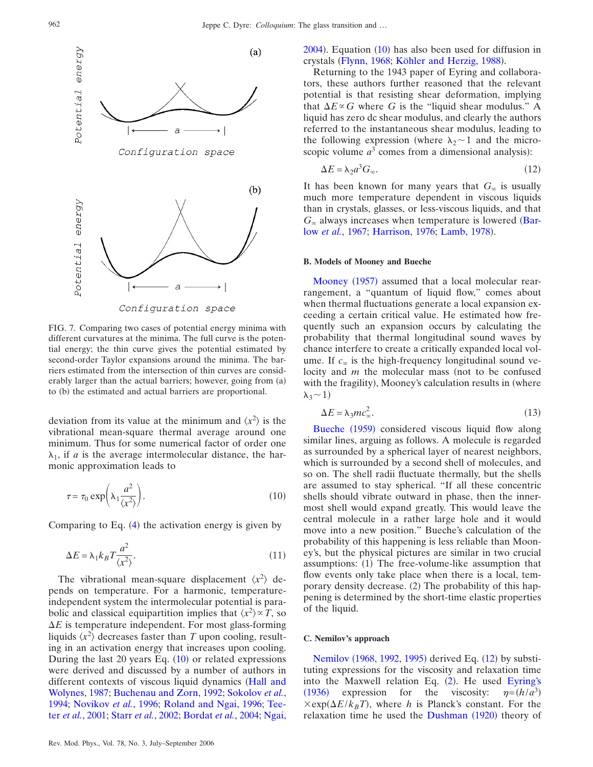FIG. 7. Comparing two cases of potential energy minima with different curvatures at the minima. The full curve is the potential energy; the thin curve gives the potential estimated by second-order Taylor expansions around the minima. The barriers estimated from the intersection of thin curves are considerably larger than the actual barriers; however, going from (a) to (b) the estimated and actual barriers are proportional.

deviation from its value at the minimum and $\langle x^2 \rangle$ is the vibrational mean-square thermal average around one minimum. Thus for some numerical factor of order one $\lambda_1$, if $a$ is the average intermolecular distance, the harmonic approximation leads to

$$\tau = \tau_0 \exp\left(\lambda_1 \frac{a^2}{\langle x^2 \rangle}\right). \tag{10}$$

Comparing to Eq. (4) the activation energy is given by

$$\Delta E = \lambda_1 k_B T \frac{a^2}{\langle x^2 \rangle}. \tag{11}$$

The vibrational mean-square displacement $\langle x^2 \rangle$ depends on temperature. For a harmonic, temperature-independent system the intermolecular potential is parabolic and classical equipartition implies that $\langle x^2 \rangle \propto T$, so $\Delta E$ is temperature independent. For most glass-forming liquids $\langle x^2 \rangle$ decreases faster than $T$ upon cooling, resulting in an activation energy that increases upon cooling. During the last 20 years Eq. (10) or related expressions were derived and discussed by a number of authors in different contexts of viscous liquid dynamics (Hall and Wolynes, 1987; Buchenau and Zorn, 1992; Sokolov *et al.*, 1994; Novikov *et al.*, 1996; Roland and Ngai, 1996; Teeter *et al.*, 2001; Starr *et al.*, 2002; Bordat *et al.*, 2004; Ngai, 2004). Equation (10) has also been used for diffusion in crystals (Flynn, 1968; Köhler and Herzig, 1988).

Returning to the 1943 paper of Eyring and collaborators, these authors further reasoned that the relevant potential is that resisting shear deformation, implying that $\Delta E \propto G$ where $G$ is the "liquid shear modulus." A liquid has zero dc shear modulus, and clearly the authors referred to the instantaneous shear modulus, leading to the following expression (where $\lambda_2 \sim 1$ and the microscopic volume $a^3$ comes from a dimensional analysis):

$$\Delta E = \lambda_2 a^3 G_\infty. \tag{12}$$

It has been known for many years that $G_\infty$ is usually much more temperature dependent in viscous liquids than in crystals, glasses, or less-viscous liquids, and that $G_\infty$ always increases when temperature is lowered (Barlow *et al.*, 1967; Harrison, 1976; Lamb, 1978).

### B. Models of Mooney and Bueche

Mooney (1957) assumed that a local molecular rearrangement, a "quantum of liquid flow," comes about when thermal fluctuations generate a local expansion exceeding a certain critical value. He estimated how frequently such an expansion occurs by calculating the probability that thermal longitudinal sound waves by chance interfere to create a critically expanded local volume. If $c_\infty$ is the high-frequency longitudinal sound velocity and $m$ the molecular mass (not to be confused with the fragility), Mooney's calculation results in (where $\lambda_3 \sim 1$)

$$\Delta E = \lambda_3 m c_\infty^2. \tag{13}$$

Bueche (1959) considered viscous liquid flow along similar lines, arguing as follows. A molecule is regarded as surrounded by a spherical layer of nearest neighbors, which is surrounded by a second shell of molecules, and so on. The shell radii fluctuate thermally, but the shells are assumed to stay spherical. "If all these concentric shells should vibrate outward in phase, then the innermost shell would expand greatly. This would leave the central molecule in a rather large hole and it would move into a new position." Bueche's calculation of the probability of this happening is less reliable than Mooney's, but the physical pictures are similar in two crucial assumptions: (1) The free-volume-like assumption that flow events only take place when there is a local, temporary density decrease. (2) The probability of this happening is determined by the short-time elastic properties of the liquid.

### C. Nemilov's approach

Nemilov (1968, 1992, 1995) derived Eq. (12) by substituting expressions for the viscosity and relaxation time into the Maxwell relation Eq. (2). He used Eyring's (1936) expression for the viscosity: $\eta = (h/a^3) \times \exp(\Delta E / k_B T)$, where $h$ is Planck's constant. For the relaxation time he used the Dushman (1920) theory of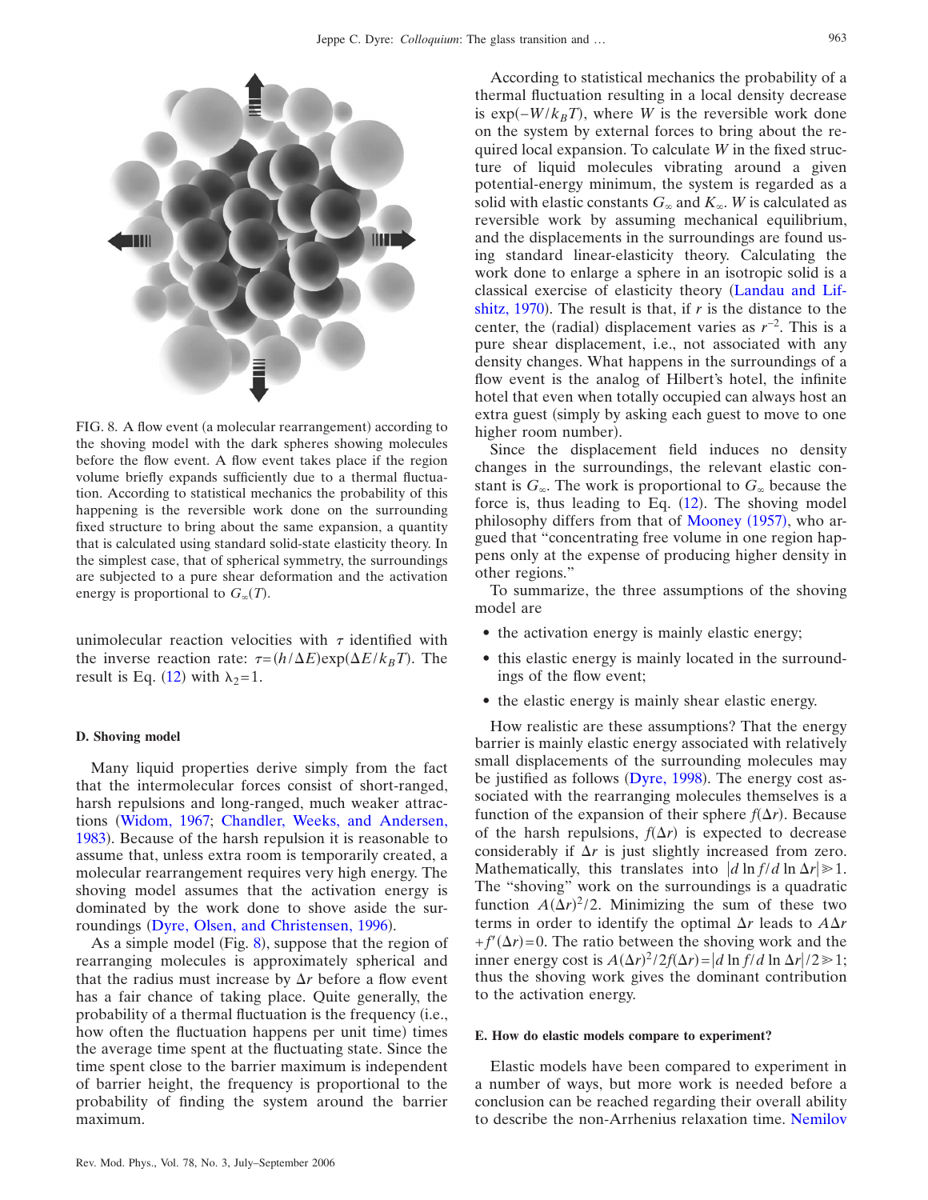FIG. 8. A flow event (a molecular rearrangement) according to the shoving model with the dark spheres showing molecules before the flow event. A flow event takes place if the region volume briefly expands sufficiently due to a thermal fluctuation. According to statistical mechanics the probability of this happening is the reversible work done on the surrounding fixed structure to bring about the same expansion, a quantity that is calculated using standard solid-state elasticity theory. In the simplest case, that of spherical symmetry, the surroundings are subjected to a pure shear deformation and the activation energy is proportional to $G_\infty(T)$.

unimolecular reaction velocities with $\tau$ identified with the inverse reaction rate: $\tau = (h/\Delta E)\exp(\Delta E/k_BT)$. The result is Eq. (12) with $\lambda_2 = 1$.

### D. Shoving model

Many liquid properties derive simply from the fact that the intermolecular forces consist of short-ranged, harsh repulsions and long-ranged, much weaker attractions (Widom, 1967; Chandler, Weeks, and Andersen, 1983). Because of the harsh repulsion it is reasonable to assume that, unless extra room is temporarily created, a molecular rearrangement requires very high energy. The shoving model assumes that the activation energy is dominated by the work done to shove aside the surroundings (Dyre, Olsen, and Christensen, 1996).

As a simple model (Fig. 8), suppose that the region of rearranging molecules is approximately spherical and that the radius must increase by $\Delta r$ before a flow event has a fair chance of taking place. Quite generally, the probability of a thermal fluctuation is the frequency (i.e., how often the fluctuation happens per unit time) times the average time spent at the fluctuating state. Since the time spent close to the barrier maximum is independent of barrier height, the frequency is proportional to the probability of finding the system around the barrier maximum.

According to statistical mechanics the probability of a thermal fluctuation resulting in a local density decrease is $\exp(-W/k_BT)$, where $W$ is the reversible work done on the system by external forces to bring about the required local expansion. To calculate $W$ in the fixed structure of liquid molecules vibrating around a given potential-energy minimum, the system is regarded as a solid with elastic constants $G_\infty$ and $K_\infty$. $W$ is calculated as reversible work by assuming mechanical equilibrium, and the displacements in the surroundings are found using standard linear-elasticity theory. Calculating the work done to enlarge a sphere in an isotropic solid is a classical exercise of elasticity theory (Landau and Lifshitz, 1970). The result is that, if $r$ is the distance to the center, the (radial) displacement varies as $r^{-2}$. This is a pure shear displacement, i.e., not associated with any density changes. What happens in the surroundings of a flow event is the analog of Hilbert's hotel, the infinite hotel that even when totally occupied can always host an extra guest (simply by asking each guest to move to one higher room number).

Since the displacement field induces no density changes in the surroundings, the relevant elastic constant is $G_\infty$. The work is proportional to $G_\infty$ because the force is, thus leading to Eq. (12). The shoving model philosophy differs from that of Mooney (1957), who argued that "concentrating free volume in one region happens only at the expense of producing higher density in other regions."

To summarize, the three assumptions of the shoving model are

- the activation energy is mainly elastic energy;
- this elastic energy is mainly located in the surroundings of the flow event;
- the elastic energy is mainly shear elastic energy.

How realistic are these assumptions? That the energy barrier is mainly elastic energy associated with relatively small displacements of the surrounding molecules may be justified as follows (Dyre, 1998). The energy cost associated with the rearranging molecules themselves is a function of the expansion of their sphere $f(\Delta r)$. Because of the harsh repulsions, $f(\Delta r)$ is expected to decrease considerably if $\Delta r$ is just slightly increased from zero. Mathematically, this translates into $|d\ln f/d\ln \Delta r| \gg 1$. The "shoving" work on the surroundings is a quadratic function $A(\Delta r)^2/2$. Minimizing the sum of these two terms in order to identify the optimal $\Delta r$ leads to $A\Delta r + f'(\Delta r) = 0$. The ratio between the shoving work and the inner energy cost is $A(\Delta r)^2/2f(\Delta r) = |d\ln f/d\ln \Delta r|/2 \gg 1$; thus the shoving work gives the dominant contribution to the activation energy.

### E. How do elastic models compare to experiment?

Elastic models have been compared to experiment in a number of ways, but more work is needed before a conclusion can be reached regarding their overall ability to describe the non-Arrhenius relaxation time. Nemilov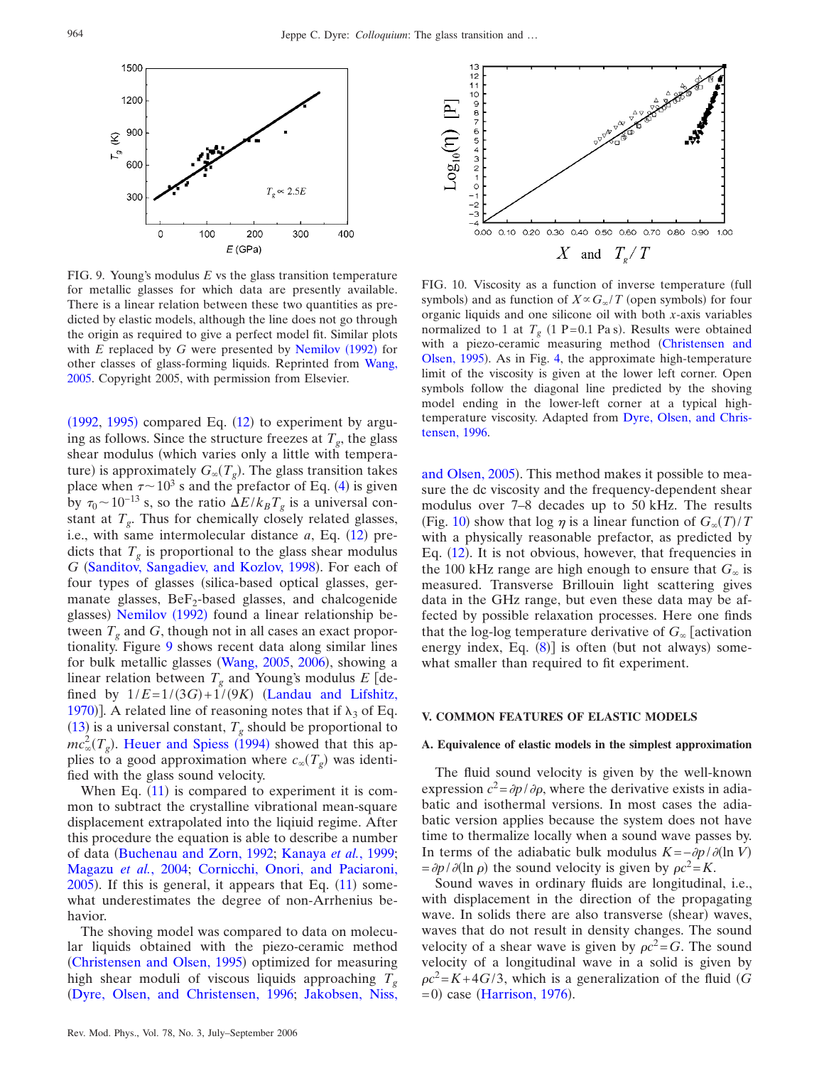FIG. 9. Young's modulus $E$ vs the glass transition temperature for metallic glasses for which data are presently available. There is a linear relation between these two quantities as predicted by elastic models, although the line does not go through the origin as required to give a perfect model fit. Similar plots with $E$ replaced by $G$ were presented by Nemilov (1992) for other classes of glass-forming liquids. Reprinted from Wang, 2005. Copyright 2005, with permission from Elsevier.

FIG. 10. Viscosity as a function of inverse temperature (full symbols) and as function of $X \propto G_\infty/T$ (open symbols) for four organic liquids and one silicone oil with both $x$-axis variables normalized to 1 at $T_g$ (1 P=0.1 Pa s). Results were obtained with a piezo-ceramic measuring method (Christensen and Olsen, 1995). As in Fig. 4, the approximate high-temperature limit of the viscosity is given at the lower left corner. Open symbols follow the diagonal line predicted by the shoving model ending in the lower-left corner at a typical high-temperature viscosity. Adapted from Dyre, Olsen, and Christensen, 1996.

(1992, 1995) compared Eq. (12) to experiment by arguing as follows. Since the structure freezes at $T_g$, the glass shear modulus (which varies only a little with temperature) is approximately $G_\infty(T_g)$. The glass transition takes place when $\tau \sim 10^3$ s and the prefactor of Eq. (4) is given by $\tau_0 \sim 10^{-13}$ s, so the ratio $\Delta E/k_B T_g$ is a universal constant at $T_g$. Thus for chemically closely related glasses, i.e., with same intermolecular distance $a$, Eq. (12) predicts that $T_g$ is proportional to the glass shear modulus $G$ (Sanditov, Sangadiev, and Kozlov, 1998). For each of four types of glasses (silica-based optical glasses, germanate glasses, $BeF_2$-based glasses, and chalcogenide glasses) Nemilov (1992) found a linear relationship between $T_g$ and $G$, though not in all cases an exact proportionality. Figure 9 shows recent data along similar lines for bulk metallic glasses (Wang, 2005, 2006), showing a linear relation between $T_g$ and Young's modulus $E$ [defined by $1/E = 1/(3G) + 1/(9K)$ (Landau and Lifshitz, 1970)]. A related line of reasoning notes that if $\lambda_3$ of Eq. (13) is a universal constant, $T_g$ should be proportional to $mc_\infty^2(T_g)$. Heuer and Spiess (1994) showed that this applies to a good approximation where $c_\infty(T_g)$ was identified with the glass sound velocity.

When Eq. (11) is compared to experiment it is common to subtract the crystalline vibrational mean-square displacement extrapolated into the liquid regime. After this procedure the equation is able to describe a number of data (Buchenau and Zorn, 1992; Kanaya *et al.*, 1999; Magazu *et al.*, 2004; Cornicchi, Onori, and Paciaroni, 2005). If this is general, it appears that Eq. (11) somewhat underestimates the degree of non-Arrhenius behavior.

The shoving model was compared to data on molecular liquids obtained with the piezo-ceramic method (Christensen and Olsen, 1995) optimized for measuring high shear moduli of viscous liquids approaching $T_g$ (Dyre, Olsen, and Christensen, 1996; Jakobsen, Niss, and Olsen, 2005). This method makes it possible to measure the dc viscosity and the frequency-dependent shear modulus over 7–8 decades up to 50 kHz. The results (Fig. 10) show that log $\eta$ is a linear function of $G_\infty(T)/T$ with a physically reasonable prefactor, as predicted by Eq. (12). It is not obvious, however, that frequencies in the 100 kHz range are high enough to ensure that $G_\infty$ is measured. Transverse Brillouin light scattering gives data in the GHz range, but even these data may be affected by possible relaxation processes. Here one finds that the log-log temperature derivative of $G_\infty$ [activation energy index, Eq. (8)] is often (but not always) somewhat smaller than required to fit experiment.

## V. COMMON FEATURES OF ELASTIC MODELS

### A. Equivalence of elastic models in the simplest approximation

The fluid sound velocity is given by the well-known expression $c^2 = \partial p/\partial \rho$, where the derivative exists in adiabatic and isothermal versions. In most cases the adiabatic version applies because the system does not have time to thermalize locally when a sound wave passes by. In terms of the adiabatic bulk modulus $K = -\partial p/\partial(\ln V) = \partial p/\partial(\ln \rho)$ the sound velocity is given by $\rho c^2 = K$.

Sound waves in ordinary fluids are longitudinal, i.e., with displacement in the direction of the propagating wave. In solids there are also transverse (shear) waves, waves that do not result in density changes. The sound velocity of a shear wave is given by $\rho c^2 = G$. The sound velocity of a longitudinal wave in a solid is given by $\rho c^2 = K + 4G/3$, which is a generalization of the fluid ($G = 0$) case (Harrison, 1976).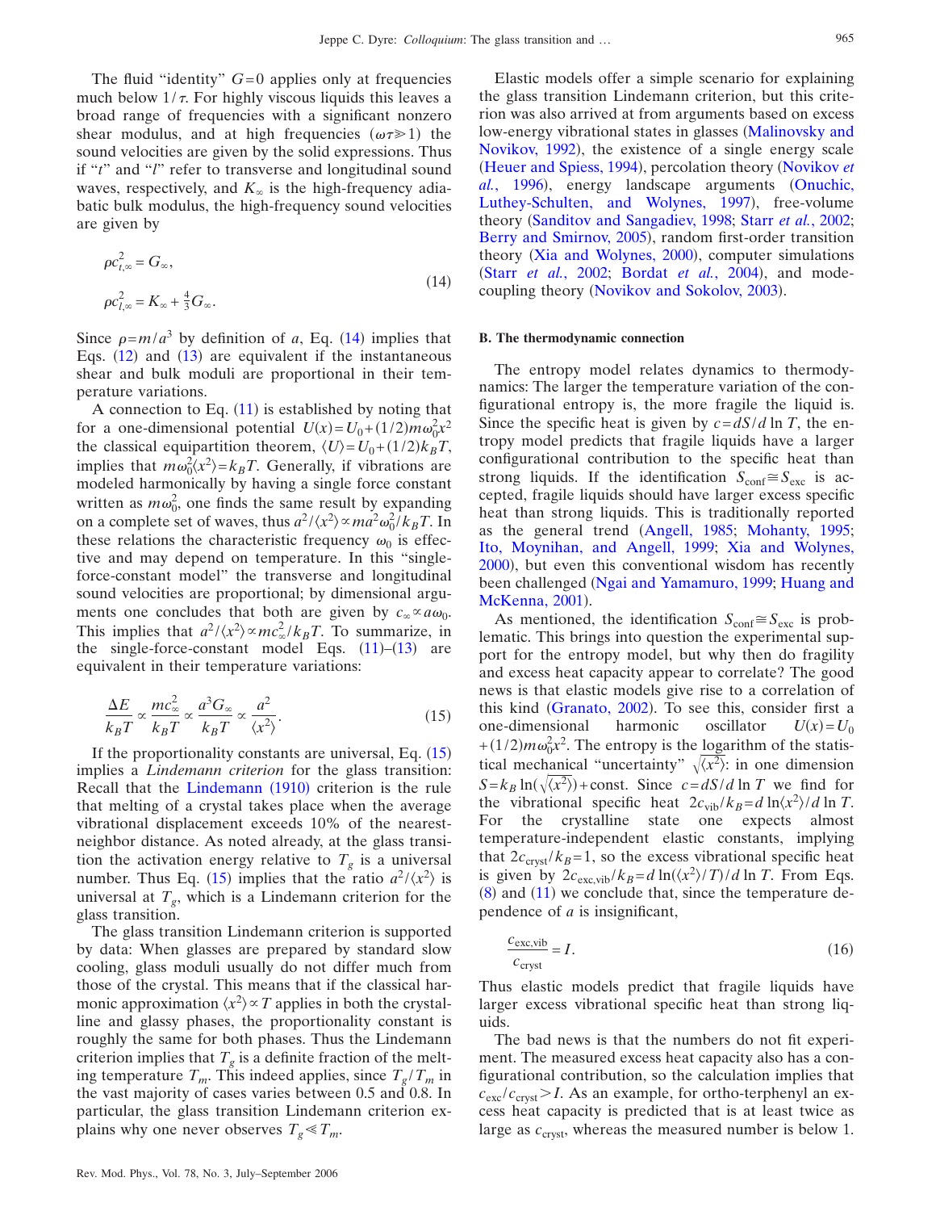The fluid "identity" $G=0$ applies only at frequencies much below $1/\tau$. For highly viscous liquids this leaves a broad range of frequencies with a significant nonzero shear modulus, and at high frequencies ($\omega\tau \gg 1$) the sound velocities are given by the solid expressions. Thus if "$t$" and "$l$" refer to transverse and longitudinal sound waves, respectively, and $K_\infty$ is the high-frequency adiabatic bulk modulus, the high-frequency sound velocities are given by

$$
\begin{aligned}
\rho c_{t,\infty}^2 &= G_\infty, \\
\rho c_{l,\infty}^2 &= K_\infty + \tfrac{4}{3} G_\infty.
\end{aligned}
\tag{14}
$$

Since $\rho = m/a^3$ by definition of $a$, Eq. (14) implies that Eqs. (12) and (13) are equivalent if the instantaneous shear and bulk moduli are proportional in their temperature variations.

A connection to Eq. (11) is established by noting that for a one-dimensional potential $U(x)=U_0+(1/2)m\omega_0^2 x^2$ the classical equipartition theorem, $\langle U\rangle = U_0 + (1/2)k_BT$, implies that $m\omega_0^2\langle x^2\rangle = k_BT$. Generally, if vibrations are modeled harmonically by having a single force constant written as $m\omega_0^2$, one finds the same result by expanding on a complete set of waves, thus $a^2/\langle x^2\rangle \propto ma^2\omega_0^2/k_BT$. In these relations the characteristic frequency $\omega_0$ is effective and may depend on temperature. In this "single-force-constant model" the transverse and longitudinal sound velocities are proportional; by dimensional arguments one concludes that both are given by $c_\infty \propto a\omega_0$. This implies that $a^2/\langle x^2\rangle \propto mc_\infty^2/k_BT$. To summarize, in the single-force-constant model Eqs. (11)–(13) are equivalent in their temperature variations:

$$
\frac{\Delta E}{k_BT} \propto \frac{mc_\infty^2}{k_BT} \propto \frac{a^3 G_\infty}{k_BT} \propto \frac{a^2}{\langle x^2\rangle}. \tag{15}
$$

If the proportionality constants are universal, Eq. (15) implies a *Lindemann criterion* for the glass transition: Recall that the Lindemann (1910) criterion is the rule that melting of a crystal takes place when the average vibrational displacement exceeds 10% of the nearest-neighbor distance. As noted already, at the glass transition the activation energy relative to $T_g$ is a universal number. Thus Eq. (15) implies that the ratio $a^2/\langle x^2\rangle$ is universal at $T_g$, which is a Lindemann criterion for the glass transition.

The glass transition Lindemann criterion is supported by data: When glasses are prepared by standard slow cooling, glass moduli usually do not differ much from those of the crystal. This means that if the classical harmonic approximation $\langle x^2\rangle \propto T$ applies in both the crystalline and glassy phases, the proportionality constant is roughly the same for both phases. Thus the Lindemann criterion implies that $T_g$ is a definite fraction of the melting temperature $T_m$. This indeed applies, since $T_g/T_m$ in the vast majority of cases varies between 0.5 and 0.8. In particular, the glass transition Lindemann criterion explains why one never observes $T_g \ll T_m$.

Elastic models offer a simple scenario for explaining the glass transition Lindemann criterion, but this criterion was also arrived at from arguments based on excess low-energy vibrational states in glasses (Malinovsky and Novikov, 1992), the existence of a single energy scale (Heuer and Spiess, 1994), percolation theory (Novikov *et al.*, 1996), energy landscape arguments (Onuchic, Luthey-Schulten, and Wolynes, 1997), free-volume theory (Sanditov and Sangadiev, 1998; Starr *et al.*, 2002; Berry and Smirnov, 2005), random first-order transition theory (Xia and Wolynes, 2000), computer simulations (Starr *et al.*, 2002; Bordat *et al.*, 2004), and mode-coupling theory (Novikov and Sokolov, 2003).

### B. The thermodynamic connection

The entropy model relates dynamics to thermodynamics: The larger the temperature variation of the configurational entropy is, the more fragile the liquid is. Since the specific heat is given by $c=dS/d\ln T$, the entropy model predicts that fragile liquids have a larger configurational contribution to the specific heat than strong liquids. If the identification $S_{\rm conf} \cong S_{\rm exc}$ is accepted, fragile liquids should have larger excess specific heat than strong liquids. This is traditionally reported as the general trend (Angell, 1985; Mohanty, 1995; Ito, Moynihan, and Angell, 1999; Xia and Wolynes, 2000), but even this conventional wisdom has recently been challenged (Ngai and Yamamuro, 1999; Huang and McKenna, 2001).

As mentioned, the identification $S_{\rm conf} \cong S_{\rm exc}$ is problematic. This brings into question the experimental support for the entropy model, but why then do fragility and excess heat capacity appear to correlate? The good news is that elastic models give rise to a correlation of this kind (Granato, 2002). To see this, consider first a one-dimensional harmonic oscillator $U(x)=U_0 + (1/2)m\omega_0^2x^2$. The entropy is the logarithm of the statistical mechanical "uncertainty" $\sqrt{\langle x^2\rangle}$: in one dimension $S=k_B\ln(\sqrt{\langle x^2\rangle})+\text{const}$. Since $c=dS/d\ln T$ we find for the vibrational specific heat $2c_{\rm vib}/k_B = d\ln\langle x^2\rangle/d\ln T$. For the crystalline state one expects almost temperature-independent elastic constants, implying that $2c_{\rm cryst}/k_B=1$, so the excess vibrational specific heat is given by $2c_{\rm exc,vib}/k_B = d\ln(\langle x^2\rangle/T)/d\ln T$. From Eqs. (8) and (11) we conclude that, since the temperature dependence of $a$ is insignificant,

$$
\frac{c_{\rm exc,vib}}{c_{\rm cryst}} = I. \tag{16}
$$

Thus elastic models predict that fragile liquids have larger excess vibrational specific heat than strong liquids.

The bad news is that the numbers do not fit experiment. The measured excess heat capacity also has a configurational contribution, so the calculation implies that $c_{\rm exc}/c_{\rm cryst} > I$. As an example, for ortho-terphenyl an excess heat capacity is predicted that is at least twice as large as $c_{\rm cryst}$, whereas the measured number is below 1.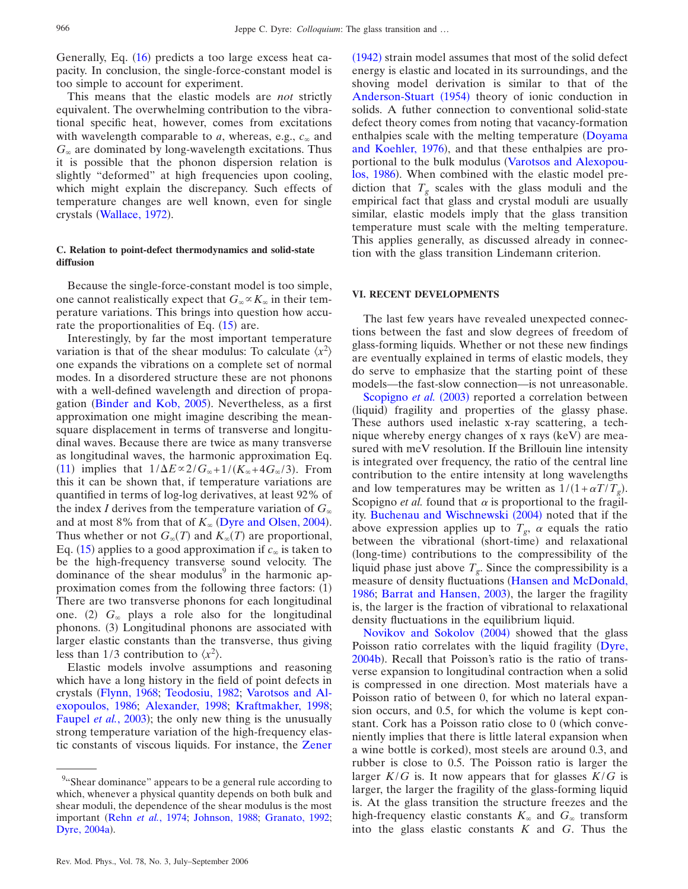Generally, Eq. (16) predicts a too large excess heat capacity. In conclusion, the single-force-constant model is too simple to account for experiment.

This means that the elastic models are *not* strictly equivalent. The overwhelming contribution to the vibrational specific heat, however, comes from excitations with wavelength comparable to $a$, whereas, e.g., $c_\infty$ and $G_\infty$ are dominated by long-wavelength excitations. Thus it is possible that the phonon dispersion relation is slightly "deformed" at high frequencies upon cooling, which might explain the discrepancy. Such effects of temperature changes are well known, even for single crystals (Wallace, 1972).

### C. Relation to point-defect thermodynamics and solid-state diffusion

Because the single-force-constant model is too simple, one cannot realistically expect that $G_\infty \propto K_\infty$ in their temperature variations. This brings into question how accurate the proportionalities of Eq. (15) are.

Interestingly, by far the most important temperature variation is that of the shear modulus: To calculate $\langle x^2 \rangle$ one expands the vibrations on a complete set of normal modes. In a disordered structure these are not phonons with a well-defined wavelength and direction of propagation (Binder and Kob, 2005). Nevertheless, as a first approximation one might imagine describing the mean-square displacement in terms of transverse and longitudinal waves. Because there are twice as many transverse as longitudinal waves, the harmonic approximation Eq. (11) implies that $1/\Delta E \propto 2/G_\infty + 1/(K_\infty + 4G_\infty/3)$. From this it can be shown that, if temperature variations are quantified in terms of log-log derivatives, at least 92% of the index $I$ derives from the temperature variation of $G_\infty$ and at most 8% from that of $K_\infty$ (Dyre and Olsen, 2004). Thus whether or not $G_\infty(T)$ and $K_\infty(T)$ are proportional, Eq. (15) applies to a good approximation if $c_\infty$ is taken to be the high-frequency transverse sound velocity. The dominance of the shear modulus[9] in the harmonic approximation comes from the following three factors: (1) There are two transverse phonons for each longitudinal one. (2) $G_\infty$ plays a role also for the longitudinal phonons. (3) Longitudinal phonons are associated with larger elastic constants than the transverse, thus giving less than 1/3 contribution to $\langle x^2 \rangle$.

Elastic models involve assumptions and reasoning which have a long history in the field of point defects in crystals (Flynn, 1968; Teodosiu, 1982; Varotsos and Alexopoulos, 1986; Alexander, 1998; Kraftmakher, 1998; Faupel *et al.*, 2003); the only new thing is the unusually strong temperature variation of the high-frequency elastic constants of viscous liquids. For instance, the Zener (1942) strain model assumes that most of the solid defect energy is elastic and located in its surroundings, and the shoving model derivation is similar to that of the Anderson-Stuart (1954) theory of ionic conduction in solids. A futher connection to conventional solid-state defect theory comes from noting that vacancy-formation enthalpies scale with the melting temperature (Doyama and Koehler, 1976), and that these enthalpies are proportional to the bulk modulus (Varotsos and Alexopoulos, 1986). When combined with the elastic model prediction that $T_g$ scales with the glass moduli and the empirical fact that glass and crystal moduli are usually similar, elastic models imply that the glass transition temperature must scale with the melting temperature. This applies generally, as discussed already in connection with the glass transition Lindemann criterion.

## VI. RECENT DEVELOPMENTS

The last few years have revealed unexpected connections between the fast and slow degrees of freedom of glass-forming liquids. Whether or not these new findings are eventually explained in terms of elastic models, they do serve to emphasize that the starting point of these models—the fast-slow connection—is not unreasonable.

Scopigno *et al.* (2003) reported a correlation between (liquid) fragility and properties of the glassy phase. These authors used inelastic x-ray scattering, a technique whereby energy changes of x rays (keV) are measured with meV resolution. If the Brillouin line intensity is integrated over frequency, the ratio of the central line contribution to the entire intensity at long wavelengths and low temperatures may be written as $1/(1+\alpha T/T_g)$. Scopigno *et al.* found that $\alpha$ is proportional to the fragility. Buchenau and Wischnewski (2004) noted that if the above expression applies up to $T_g$, $\alpha$ equals the ratio between the vibrational (short-time) and relaxational (long-time) contributions to the compressibility of the liquid phase just above $T_g$. Since the compressibility is a measure of density fluctuations (Hansen and McDonald, 1986; Barrat and Hansen, 2003), the larger the fragility is, the larger is the fraction of vibrational to relaxational density fluctuations in the equilibrium liquid.

Novikov and Sokolov (2004) showed that the glass Poisson ratio correlates with the liquid fragility (Dyre, 2004b). Recall that Poisson's ratio is the ratio of transverse expansion to longitudinal contraction when a solid is compressed in one direction. Most materials have a Poisson ratio of between 0, for which no lateral expansion occurs, and 0.5, for which the volume is kept constant. Cork has a Poisson ratio close to 0 (which conveniently implies that there is little lateral expansion when a wine bottle is corked), most steels are around 0.3, and rubber is close to 0.5. The Poisson ratio is larger the larger $K/G$ is. It now appears that for glasses $K/G$ is larger, the larger the fragility of the glass-forming liquid is. At the glass transition the structure freezes and the high-frequency elastic constants $K_\infty$ and $G_\infty$ transform into the glass elastic constants $K$ and $G$. Thus the

[9] "Shear dominance" appears to be a general rule according to which, whenever a physical quantity depends on both bulk and shear moduli, the dependence of the shear modulus is the most important (Rehn *et al.*, 1974; Johnson, 1988; Granato, 1992; Dyre, 2004a).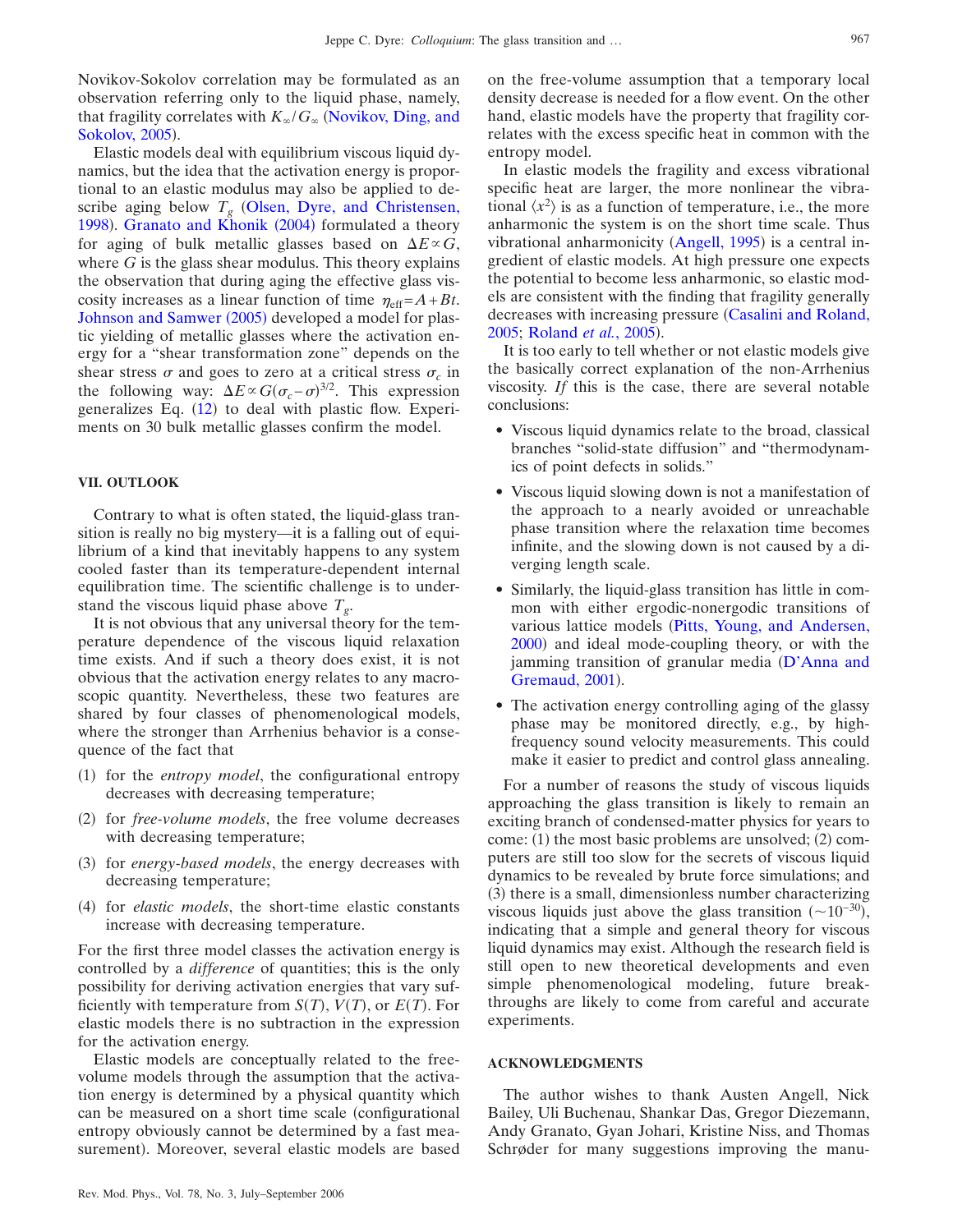Novikov-Sokolov correlation may be formulated as an observation referring only to the liquid phase, namely, that fragility correlates with $K_\infty/G_\infty$ (Novikov, Ding, and Sokolov, 2005).

Elastic models deal with equilibrium viscous liquid dynamics, but the idea that the activation energy is proportional to an elastic modulus may also be applied to describe aging below $T_g$ (Olsen, Dyre, and Christensen, 1998). Granato and Khonik (2004) formulated a theory for aging of bulk metallic glasses based on $\Delta E \propto G$, where $G$ is the glass shear modulus. This theory explains the observation that during aging the effective glass viscosity increases as a linear function of time $\eta_{\rm eff}=A+Bt$. Johnson and Samwer (2005) developed a model for plastic yielding of metallic glasses where the activation energy for a "shear transformation zone" depends on the shear stress $\sigma$ and goes to zero at a critical stress $\sigma_c$ in the following way: $\Delta E \propto G(\sigma_c-\sigma)^{3/2}$. This expression generalizes Eq. (12) to deal with plastic flow. Experiments on 30 bulk metallic glasses confirm the model.

## VII. OUTLOOK

Contrary to what is often stated, the liquid-glass transition is really no big mystery—it is a falling out of equilibrium of a kind that inevitably happens to any system cooled faster than its temperature-dependent internal equilibration time. The scientific challenge is to understand the viscous liquid phase above $T_g$.

It is not obvious that any universal theory for the temperature dependence of the viscous liquid relaxation time exists. And if such a theory does exist, it is not obvious that the activation energy relates to any macroscopic quantity. Nevertheless, these two features are shared by four classes of phenomenological models, where the stronger than Arrhenius behavior is a consequence of the fact that

(1) for the *entropy model*, the configurational entropy decreases with decreasing temperature;

(2) for *free-volume models*, the free volume decreases with decreasing temperature;

(3) for *energy-based models*, the energy decreases with decreasing temperature;

(4) for *elastic models*, the short-time elastic constants increase with decreasing temperature.

For the first three model classes the activation energy is controlled by a *difference* of quantities; this is the only possibility for deriving activation energies that vary sufficiently with temperature from $S(T)$, $V(T)$, or $E(T)$. For elastic models there is no subtraction in the expression for the activation energy.

Elastic models are conceptually related to the free-volume models through the assumption that the activation energy is determined by a physical quantity which can be measured on a short time scale (configurational entropy obviously cannot be determined by a fast measurement). Moreover, several elastic models are based on the free-volume assumption that a temporary local density decrease is needed for a flow event. On the other hand, elastic models have the property that fragility correlates with the excess specific heat in common with the entropy model.

In elastic models the fragility and excess vibrational specific heat are larger, the more nonlinear the vibrational $\langle x^2\rangle$ is as a function of temperature, i.e., the more anharmonic the system is on the short time scale. Thus vibrational anharmonicity (Angell, 1995) is a central ingredient of elastic models. At high pressure one expects the potential to become less anharmonic, so elastic models are consistent with the finding that fragility generally decreases with increasing pressure (Casalini and Roland, 2005; Roland *et al.*, 2005).

It is too early to tell whether or not elastic models give the basically correct explanation of the non-Arrhenius viscosity. *If* this is the case, there are several notable conclusions:

- Viscous liquid dynamics relate to the broad, classical branches "solid-state diffusion" and "thermodynamics of point defects in solids."
- Viscous liquid slowing down is not a manifestation of the approach to a nearly avoided or unreachable phase transition where the relaxation time becomes infinite, and the slowing down is not caused by a diverging length scale.
- Similarly, the liquid-glass transition has little in common with either ergodic-nonergodic transitions of various lattice models (Pitts, Young, and Andersen, 2000) and ideal mode-coupling theory, or with the jamming transition of granular media (D'Anna and Gremaud, 2001).
- The activation energy controlling aging of the glassy phase may be monitored directly, e.g., by high-frequency sound velocity measurements. This could make it easier to predict and control glass annealing.

For a number of reasons the study of viscous liquids approaching the glass transition is likely to remain an exciting branch of condensed-matter physics for years to come: (1) the most basic problems are unsolved; (2) computers are still too slow for the secrets of viscous liquid dynamics to be revealed by brute force simulations; and (3) there is a small, dimensionless number characterizing viscous liquids just above the glass transition ($\sim 10^{-30}$), indicating that a simple and general theory for viscous liquid dynamics may exist. Although the research field is still open to new theoretical developments and even simple phenomenological modeling, future breakthroughs are likely to come from careful and accurate experiments.

## ACKNOWLEDGMENTS

The author wishes to thank Austen Angell, Nick Bailey, Uli Buchenau, Shankar Das, Gregor Diezemann, Andy Granato, Gyan Johari, Kristine Niss, and Thomas Schrøder for many suggestions improving the manu-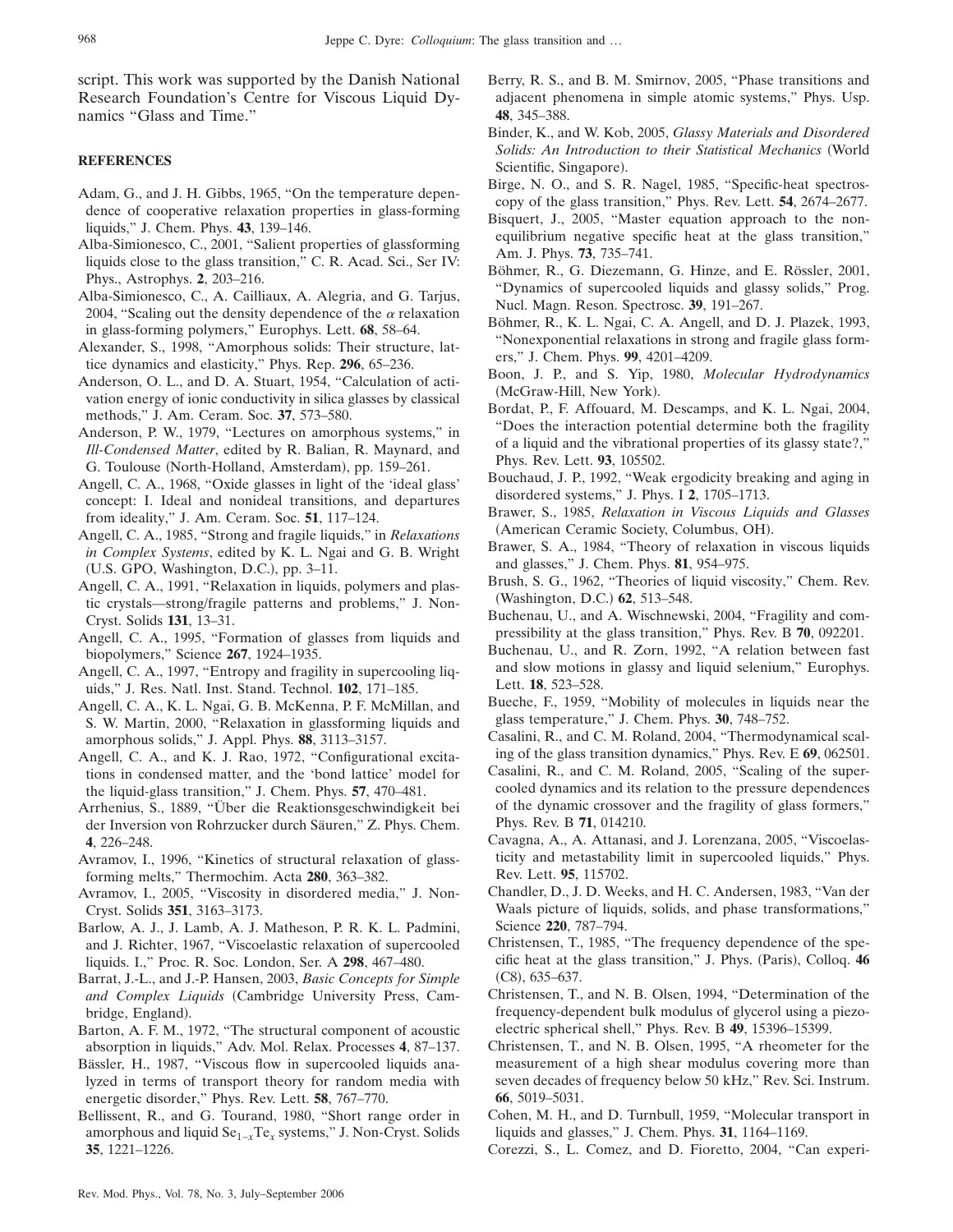script. This work was supported by the Danish National Research Foundation's Centre for Viscous Liquid Dynamics "Glass and Time."

## REFERENCES

Adam, G., and J. H. Gibbs, 1965, "On the temperature dependence of cooperative relaxation properties in glass-forming liquids," J. Chem. Phys. **43**, 139–146.

Alba-Simionesco, C., 2001, "Salient properties of glassforming liquids close to the glass transition," C. R. Acad. Sci., Ser IV: Phys., Astrophys. **2**, 203–216.

Alba-Simionesco, C., A. Cailliaux, A. Alegria, and G. Tarjus, 2004, "Scaling out the density dependence of the $\alpha$ relaxation in glass-forming polymers," Europhys. Lett. **68**, 58–64.

Alexander, S., 1998, "Amorphous solids: Their structure, lattice dynamics and elasticity," Phys. Rep. **296**, 65–236.

Anderson, O. L., and D. A. Stuart, 1954, "Calculation of activation energy of ionic conductivity in silica glasses by classical methods," J. Am. Ceram. Soc. **37**, 573–580.

Anderson, P. W., 1979, "Lectures on amorphous systems," in *Ill-Condensed Matter*, edited by R. Balian, R. Maynard, and G. Toulouse (North-Holland, Amsterdam), pp. 159–261.

Angell, C. A., 1968, "Oxide glasses in light of the 'ideal glass' concept: I. Ideal and nonideal transitions, and departures from ideality," J. Am. Ceram. Soc. **51**, 117–124.

Angell, C. A., 1985, "Strong and fragile liquids," in *Relaxations in Complex Systems*, edited by K. L. Ngai and G. B. Wright (U.S. GPO, Washington, D.C.), pp. 3–11.

Angell, C. A., 1991, "Relaxation in liquids, polymers and plastic crystals—strong/fragile patterns and problems," J. Non-Cryst. Solids **131**, 13–31.

Angell, C. A., 1995, "Formation of glasses from liquids and biopolymers," Science **267**, 1924–1935.

Angell, C. A., 1997, "Entropy and fragility in supercooling liquids," J. Res. Natl. Inst. Stand. Technol. **102**, 171–185.

Angell, C. A., K. L. Ngai, G. B. McKenna, P. F. McMillan, and S. W. Martin, 2000, "Relaxation in glassforming liquids and amorphous solids," J. Appl. Phys. **88**, 3113–3157.

Angell, C. A., and K. J. Rao, 1972, "Configurational excitations in condensed matter, and the 'bond lattice' model for the liquid-glass transition," J. Chem. Phys. **57**, 470–481.

Arrhenius, S., 1889, "Über die Reaktionsgeschwindigkeit bei der Inversion von Rohrzucker durch Säuren," Z. Phys. Chem. **4**, 226–248.

Avramov, I., 1996, "Kinetics of structural relaxation of glass-forming melts," Thermochim. Acta **280**, 363–382.

Avramov, I., 2005, "Viscosity in disordered media," J. Non-Cryst. Solids **351**, 3163–3173.

Barlow, A. J., J. Lamb, A. J. Matheson, P. R. K. L. Padmini, and J. Richter, 1967, "Viscoelastic relaxation of supercooled liquids. I.," Proc. R. Soc. London, Ser. A **298**, 467–480.

Barrat, J.-L., and J.-P. Hansen, 2003, *Basic Concepts for Simple and Complex Liquids* (Cambridge University Press, Cambridge, England).

Barton, A. F. M., 1972, "The structural component of acoustic absorption in liquids," Adv. Mol. Relax. Processes **4**, 87–137.

Bässler, H., 1987, "Viscous flow in supercooled liquids analyzed in terms of transport theory for random media with energetic disorder," Phys. Rev. Lett. **58**, 767–770.

Bellissent, R., and G. Tourand, 1980, "Short range order in amorphous and liquid $Se_{1-x}Te_x$ systems," J. Non-Cryst. Solids **35**, 1221–1226.

Berry, R. S., and B. M. Smirnov, 2005, "Phase transitions and adjacent phenomena in simple atomic systems," Phys. Usp. **48**, 345–388.

Binder, K., and W. Kob, 2005, *Glassy Materials and Disordered Solids: An Introduction to their Statistical Mechanics* (World Scientific, Singapore).

Birge, N. O., and S. R. Nagel, 1985, "Specific-heat spectroscopy of the glass transition," Phys. Rev. Lett. **54**, 2674–2677.

Bisquert, J., 2005, "Master equation approach to the non-equilibrium negative specific heat at the glass transition," Am. J. Phys. **73**, 735–741.

Böhmer, R., G. Diezemann, G. Hinze, and E. Rössler, 2001, "Dynamics of supercooled liquids and glassy solids," Prog. Nucl. Magn. Reson. Spectrosc. **39**, 191–267.

Böhmer, R., K. L. Ngai, C. A. Angell, and D. J. Plazek, 1993, "Nonexponential relaxations in strong and fragile glass formers," J. Chem. Phys. **99**, 4201–4209.

Boon, J. P., and S. Yip, 1980, *Molecular Hydrodynamics* (McGraw-Hill, New York).

Bordat, P., F. Affouard, M. Descamps, and K. L. Ngai, 2004, "Does the interaction potential determine both the fragility of a liquid and the vibrational properties of its glassy state?," Phys. Rev. Lett. **93**, 105502.

Bouchaud, J. P., 1992, "Weak ergodicity breaking and aging in disordered systems," J. Phys. I **2**, 1705–1713.

Brawer, S., 1985, *Relaxation in Viscous Liquids and Glasses* (American Ceramic Society, Columbus, OH).

Brawer, S. A., 1984, "Theory of relaxation in viscous liquids and glasses," J. Chem. Phys. **81**, 954–975.

Brush, S. G., 1962, "Theories of liquid viscosity," Chem. Rev. (Washington, D.C.) **62**, 513–548.

Buchenau, U., and A. Wischnewski, 2004, "Fragility and compressibility at the glass transition," Phys. Rev. B **70**, 092201.

Buchenau, U., and R. Zorn, 1992, "A relation between fast and slow motions in glassy and liquid selenium," Europhys. Lett. **18**, 523–528.

Bueche, F., 1959, "Mobility of molecules in liquids near the glass temperature," J. Chem. Phys. **30**, 748–752.

Casalini, R., and C. M. Roland, 2004, "Thermodynamical scaling of the glass transition dynamics," Phys. Rev. E **69**, 062501.

Casalini, R., and C. M. Roland, 2005, "Scaling of the supercooled dynamics and its relation to the pressure dependences of the dynamic crossover and the fragility of glass formers," Phys. Rev. B **71**, 014210.

Cavagna, A., A. Attanasi, and J. Lorenzana, 2005, "Viscoelasticity and metastability limit in supercooled liquids," Phys. Rev. Lett. **95**, 115702.

Chandler, D., J. D. Weeks, and H. C. Andersen, 1983, "Van der Waals picture of liquids, solids, and phase transformations," Science **220**, 787–794.

Christensen, T., 1985, "The frequency dependence of the specific heat at the glass transition," J. Phys. (Paris), Colloq. **46** (C8), 635–637.

Christensen, T., and N. B. Olsen, 1994, "Determination of the frequency-dependent bulk modulus of glycerol using a piezoelectric spherical shell," Phys. Rev. B **49**, 15396–15399.

Christensen, T., and N. B. Olsen, 1995, "A rheometer for the measurement of a high shear modulus covering more than seven decades of frequency below 50 kHz," Rev. Sci. Instrum. **66**, 5019–5031.

Cohen, M. H., and D. Turnbull, 1959, "Molecular transport in liquids and glasses," J. Chem. Phys. **31**, 1164–1169.

Corezzi, S., L. Comez, and D. Fioretto, 2004, "Can experi-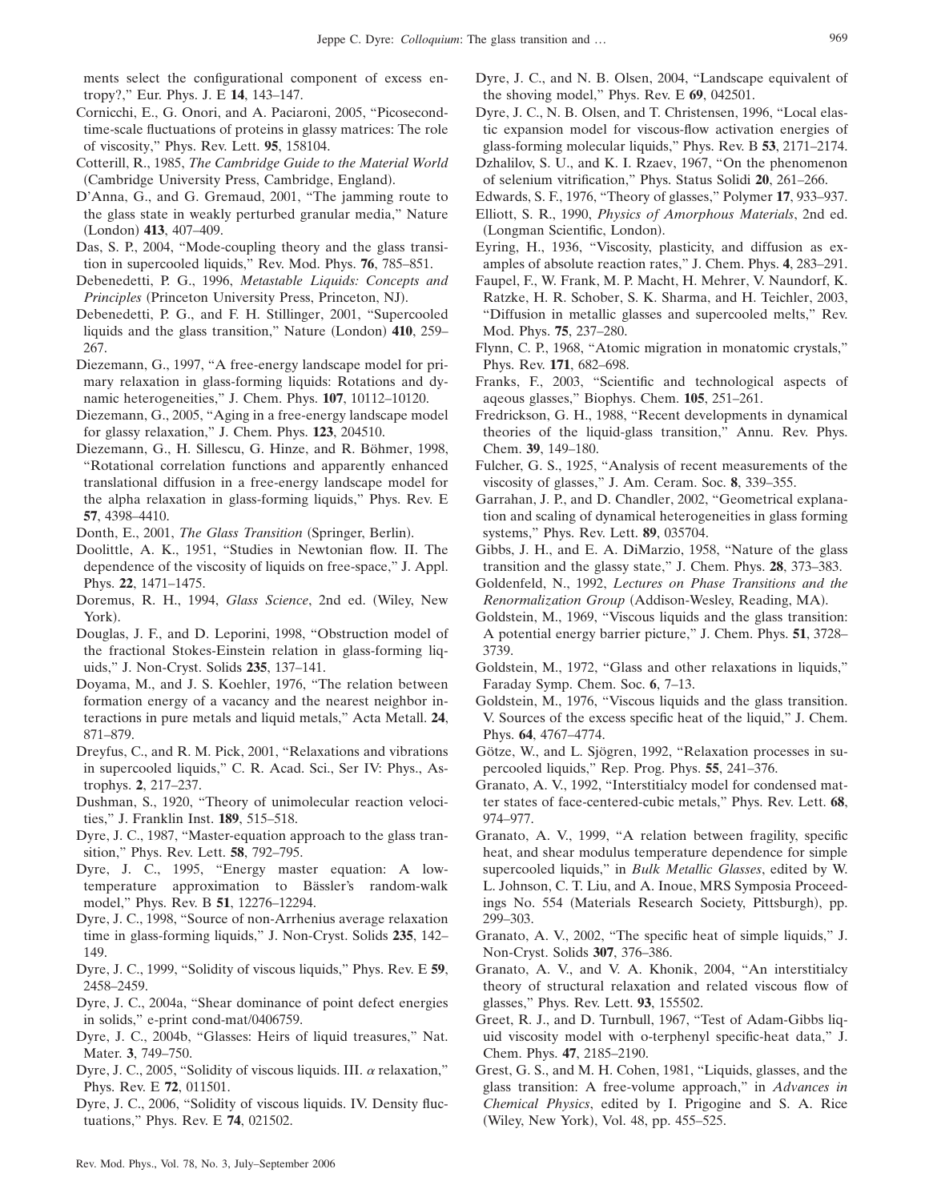ments select the configurational component of excess entropy?," Eur. Phys. J. E **14**, 143–147.

Cornicchi, E., G. Onori, and A. Paciaroni, 2005, "Picosecond-time-scale fluctuations of proteins in glassy matrices: The role of viscosity," Phys. Rev. Lett. **95**, 158104.

Cotterill, R., 1985, *The Cambridge Guide to the Material World* (Cambridge University Press, Cambridge, England).

D'Anna, G., and G. Gremaud, 2001, "The jamming route to the glass state in weakly perturbed granular media," Nature (London) **413**, 407–409.

Das, S. P., 2004, "Mode-coupling theory and the glass transition in supercooled liquids," Rev. Mod. Phys. **76**, 785–851.

Debenedetti, P. G., 1996, *Metastable Liquids: Concepts and Principles* (Princeton University Press, Princeton, NJ).

Debenedetti, P. G., and F. H. Stillinger, 2001, "Supercooled liquids and the glass transition," Nature (London) **410**, 259–267.

Diezemann, G., 1997, "A free-energy landscape model for primary relaxation in glass-forming liquids: Rotations and dynamic heterogeneities," J. Chem. Phys. **107**, 10112–10120.

Diezemann, G., 2005, "Aging in a free-energy landscape model for glassy relaxation," J. Chem. Phys. **123**, 204510.

Diezemann, G., H. Sillescu, G. Hinze, and R. Böhmer, 1998, "Rotational correlation functions and apparently enhanced translational diffusion in a free-energy landscape model for the alpha relaxation in glass-forming liquids," Phys. Rev. E **57**, 4398–4410.

Donth, E., 2001, *The Glass Transition* (Springer, Berlin).

Doolittle, A. K., 1951, "Studies in Newtonian flow. II. The dependence of the viscosity of liquids on free-space," J. Appl. Phys. **22**, 1471–1475.

Doremus, R. H., 1994, *Glass Science*, 2nd ed. (Wiley, New York).

Douglas, J. F., and D. Leporini, 1998, "Obstruction model of the fractional Stokes-Einstein relation in glass-forming liquids," J. Non-Cryst. Solids **235**, 137–141.

Doyama, M., and J. S. Koehler, 1976, "The relation between formation energy of a vacancy and the nearest neighbor interactions in pure metals and liquid metals," Acta Metall. **24**, 871–879.

Dreyfus, C., and R. M. Pick, 2001, "Relaxations and vibrations in supercooled liquids," C. R. Acad. Sci., Ser IV: Phys., Astrophys. **2**, 217–237.

Dushman, S., 1920, "Theory of unimolecular reaction velocities," J. Franklin Inst. **189**, 515–518.

Dyre, J. C., 1987, "Master-equation approach to the glass transition," Phys. Rev. Lett. **58**, 792–795.

Dyre, J. C., 1995, "Energy master equation: A low-temperature approximation to Bässler's random-walk model," Phys. Rev. B **51**, 12276–12294.

Dyre, J. C., 1998, "Source of non-Arrhenius average relaxation time in glass-forming liquids," J. Non-Cryst. Solids **235**, 142–149.

Dyre, J. C., 1999, "Solidity of viscous liquids," Phys. Rev. E **59**, 2458–2459.

Dyre, J. C., 2004a, "Shear dominance of point defect energies in solids," e-print cond-mat/0406759.

Dyre, J. C., 2004b, "Glasses: Heirs of liquid treasures," Nat. Mater. **3**, 749–750.

Dyre, J. C., 2005, "Solidity of viscous liquids. III. $\alpha$ relaxation," Phys. Rev. E **72**, 011501.

Dyre, J. C., 2006, "Solidity of viscous liquids. IV. Density fluctuations," Phys. Rev. E **74**, 021502.

Dyre, J. C., and N. B. Olsen, 2004, "Landscape equivalent of the shoving model," Phys. Rev. E **69**, 042501.

Dyre, J. C., N. B. Olsen, and T. Christensen, 1996, "Local elastic expansion model for viscous-flow activation energies of glass-forming molecular liquids," Phys. Rev. B **53**, 2171–2174.

Dzhalilov, S. U., and K. I. Rzaev, 1967, "On the phenomenon of selenium vitrification," Phys. Status Solidi **20**, 261–266.

Edwards, S. F., 1976, "Theory of glasses," Polymer **17**, 933–937.

Elliott, S. R., 1990, *Physics of Amorphous Materials*, 2nd ed. (Longman Scientific, London).

Eyring, H., 1936, "Viscosity, plasticity, and diffusion as examples of absolute reaction rates," J. Chem. Phys. **4**, 283–291.

Faupel, F., W. Frank, M. P. Macht, H. Mehrer, V. Naundorf, K. Ratzke, H. R. Schober, S. K. Sharma, and H. Teichler, 2003, "Diffusion in metallic glasses and supercooled melts," Rev. Mod. Phys. **75**, 237–280.

Flynn, C. P., 1968, "Atomic migration in monatomic crystals," Phys. Rev. **171**, 682–698.

Franks, F., 2003, "Scientific and technological aspects of aqeous glasses," Biophys. Chem. **105**, 251–261.

Fredrickson, G. H., 1988, "Recent developments in dynamical theories of the liquid-glass transition," Annu. Rev. Phys. Chem. **39**, 149–180.

Fulcher, G. S., 1925, "Analysis of recent measurements of the viscosity of glasses," J. Am. Ceram. Soc. **8**, 339–355.

Garrahan, J. P., and D. Chandler, 2002, "Geometrical explanation and scaling of dynamical heterogeneities in glass forming systems," Phys. Rev. Lett. **89**, 035704.

Gibbs, J. H., and E. A. DiMarzio, 1958, "Nature of the glass transition and the glassy state," J. Chem. Phys. **28**, 373–383.

Goldenfeld, N., 1992, *Lectures on Phase Transitions and the Renormalization Group* (Addison-Wesley, Reading, MA).

Goldstein, M., 1969, "Viscous liquids and the glass transition: A potential energy barrier picture," J. Chem. Phys. **51**, 3728–3739.

Goldstein, M., 1972, "Glass and other relaxations in liquids," Faraday Symp. Chem. Soc. **6**, 7–13.

Goldstein, M., 1976, "Viscous liquids and the glass transition. V. Sources of the excess specific heat of the liquid," J. Chem. Phys. **64**, 4767–4774.

Götze, W., and L. Sjögren, 1992, "Relaxation processes in supercooled liquids," Rep. Prog. Phys. **55**, 241–376.

Granato, A. V., 1992, "Interstitialcy model for condensed matter states of face-centered-cubic metals," Phys. Rev. Lett. **68**, 974–977.

Granato, A. V., 1999, "A relation between fragility, specific heat, and shear modulus temperature dependence for simple supercooled liquids," in *Bulk Metallic Glasses*, edited by W. L. Johnson, C. T. Liu, and A. Inoue, MRS Symposia Proceedings No. 554 (Materials Research Society, Pittsburgh), pp. 299–303.

Granato, A. V., 2002, "The specific heat of simple liquids," J. Non-Cryst. Solids **307**, 376–386.

Granato, A. V., and V. A. Khonik, 2004, "An interstitialcy theory of structural relaxation and related viscous flow of glasses," Phys. Rev. Lett. **93**, 155502.

Greet, R. J., and D. Turnbull, 1967, "Test of Adam-Gibbs liquid viscosity model with o-terphenyl specific-heat data," J. Chem. Phys. **47**, 2185–2190.

Grest, G. S., and M. H. Cohen, 1981, "Liquids, glasses, and the glass transition: A free-volume approach," in *Advances in Chemical Physics*, edited by I. Prigogine and S. A. Rice (Wiley, New York), Vol. 48, pp. 455–525.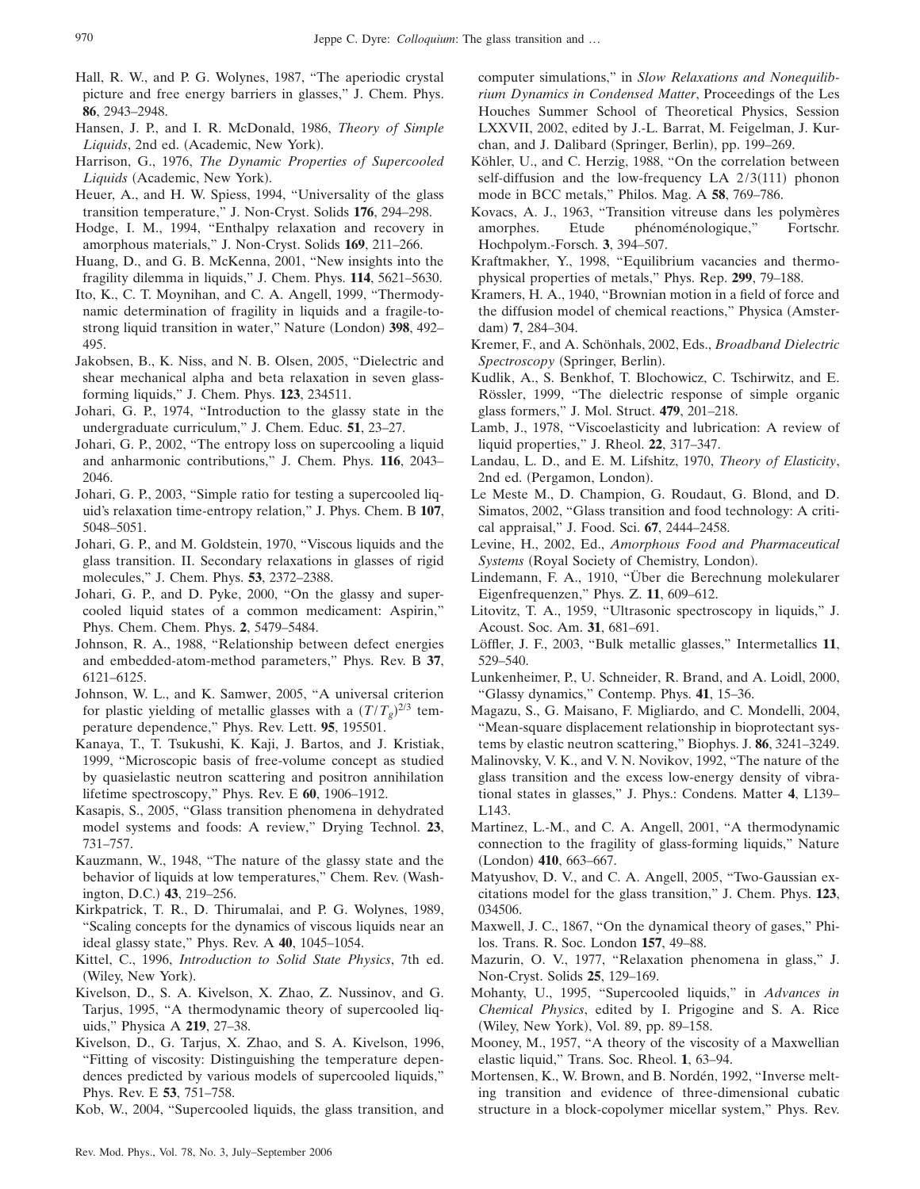Hall, R. W., and P. G. Wolynes, 1987, "The aperiodic crystal picture and free energy barriers in glasses," J. Chem. Phys. **86**, 2943–2948.

Hansen, J. P., and I. R. McDonald, 1986, *Theory of Simple Liquids*, 2nd ed. (Academic, New York).

Harrison, G., 1976, *The Dynamic Properties of Supercooled Liquids* (Academic, New York).

Heuer, A., and H. W. Spiess, 1994, "Universality of the glass transition temperature," J. Non-Cryst. Solids **176**, 294–298.

Hodge, I. M., 1994, "Enthalpy relaxation and recovery in amorphous materials," J. Non-Cryst. Solids **169**, 211–266.

Huang, D., and G. B. McKenna, 2001, "New insights into the fragility dilemma in liquids," J. Chem. Phys. **114**, 5621–5630.

Ito, K., C. T. Moynihan, and C. A. Angell, 1999, "Thermodynamic determination of fragility in liquids and a fragile-to-strong liquid transition in water," Nature (London) **398**, 492–495.

Jakobsen, B., K. Niss, and N. B. Olsen, 2005, "Dielectric and shear mechanical alpha and beta relaxation in seven glass-forming liquids," J. Chem. Phys. **123**, 234511.

Johari, G. P., 1974, "Introduction to the glassy state in the undergraduate curriculum," J. Chem. Educ. **51**, 23–27.

Johari, G. P., 2002, "The entropy loss on supercooling a liquid and anharmonic contributions," J. Chem. Phys. **116**, 2043–2046.

Johari, G. P., 2003, "Simple ratio for testing a supercooled liquid's relaxation time-entropy relation," J. Phys. Chem. B **107**, 5048–5051.

Johari, G. P., and M. Goldstein, 1970, "Viscous liquids and the glass transition. II. Secondary relaxations in glasses of rigid molecules," J. Chem. Phys. **53**, 2372–2388.

Johari, G. P., and D. Pyke, 2000, "On the glassy and supercooled liquid states of a common medicament: Aspirin," Phys. Chem. Chem. Phys. **2**, 5479–5484.

Johnson, R. A., 1988, "Relationship between defect energies and embedded-atom-method parameters," Phys. Rev. B **37**, 6121–6125.

Johnson, W. L., and K. Samwer, 2005, "A universal criterion for plastic yielding of metallic glasses with a $(T/T_g)^{2/3}$ temperature dependence," Phys. Rev. Lett. **95**, 195501.

Kanaya, T., T. Tsukushi, K. Kaji, J. Bartos, and J. Kristiak, 1999, "Microscopic basis of free-volume concept as studied by quasielastic neutron scattering and positron annihilation lifetime spectroscopy," Phys. Rev. E **60**, 1906–1912.

Kasapis, S., 2005, "Glass transition phenomena in dehydrated model systems and foods: A review," Drying Technol. **23**, 731–757.

Kauzmann, W., 1948, "The nature of the glassy state and the behavior of liquids at low temperatures," Chem. Rev. (Washington, D.C.) **43**, 219–256.

Kirkpatrick, T. R., D. Thirumalai, and P. G. Wolynes, 1989, "Scaling concepts for the dynamics of viscous liquids near an ideal glassy state," Phys. Rev. A **40**, 1045–1054.

Kittel, C., 1996, *Introduction to Solid State Physics*, 7th ed. (Wiley, New York).

Kivelson, D., S. A. Kivelson, X. Zhao, Z. Nussinov, and G. Tarjus, 1995, "A thermodynamic theory of supercooled liquids," Physica A **219**, 27–38.

Kivelson, D., G. Tarjus, X. Zhao, and S. A. Kivelson, 1996, "Fitting of viscosity: Distinguishing the temperature dependences predicted by various models of supercooled liquids," Phys. Rev. E **53**, 751–758.

Kob, W., 2004, "Supercooled liquids, the glass transition, and computer simulations," in *Slow Relaxations and Nonequilibrium Dynamics in Condensed Matter*, Proceedings of the Les Houches Summer School of Theoretical Physics, Session LXXVII, 2002, edited by J.-L. Barrat, M. Feigelman, J. Kurchan, and J. Dalibard (Springer, Berlin), pp. 199–269.

Köhler, U., and C. Herzig, 1988, "On the correlation between self-diffusion and the low-frequency LA 2/3(111) phonon mode in BCC metals," Philos. Mag. A **58**, 769–786.

Kovacs, A. J., 1963, "Transition vitreuse dans les polymères amorphes. Etude phénoménologique," Fortschr. Hochpolym.-Forsch. **3**, 394–507.

Kraftmakher, Y., 1998, "Equilibrium vacancies and thermophysical properties of metals," Phys. Rep. **299**, 79–188.

Kramers, H. A., 1940, "Brownian motion in a field of force and the diffusion model of chemical reactions," Physica (Amsterdam) **7**, 284–304.

Kremer, F., and A. Schönhals, 2002, Eds., *Broadband Dielectric Spectroscopy* (Springer, Berlin).

Kudlik, A., S. Benkhof, T. Blochowicz, C. Tschirwitz, and E. Rössler, 1999, "The dielectric response of simple organic glass formers," J. Mol. Struct. **479**, 201–218.

Lamb, J., 1978, "Viscoelasticity and lubrication: A review of liquid properties," J. Rheol. **22**, 317–347.

Landau, L. D., and E. M. Lifshitz, 1970, *Theory of Elasticity*, 2nd ed. (Pergamon, London).

Le Meste M., D. Champion, G. Roudaut, G. Blond, and D. Simatos, 2002, "Glass transition and food technology: A critical appraisal," J. Food. Sci. **67**, 2444–2458.

Levine, H., 2002, Ed., *Amorphous Food and Pharmaceutical Systems* (Royal Society of Chemistry, London).

Lindemann, F. A., 1910, "Über die Berechnung molekularer Eigenfrequenzen," Phys. Z. **11**, 609–612.

Litovitz, T. A., 1959, "Ultrasonic spectroscopy in liquids," J. Acoust. Soc. Am. **31**, 681–691.

Löffler, J. F., 2003, "Bulk metallic glasses," Intermetallics **11**, 529–540.

Lunkenheimer, P., U. Schneider, R. Brand, and A. Loidl, 2000, "Glassy dynamics," Contemp. Phys. **41**, 15–36.

Magazu, S., G. Maisano, F. Migliardo, and C. Mondelli, 2004, "Mean-square displacement relationship in bioprotectant systems by elastic neutron scattering," Biophys. J. **86**, 3241–3249.

Malinovsky, V. K., and V. N. Novikov, 1992, "The nature of the glass transition and the excess low-energy density of vibrational states in glasses," J. Phys.: Condens. Matter **4**, L139–L143.

Martinez, L.-M., and C. A. Angell, 2001, "A thermodynamic connection to the fragility of glass-forming liquids," Nature (London) **410**, 663–667.

Matyushov, D. V., and C. A. Angell, 2005, "Two-Gaussian excitations model for the glass transition," J. Chem. Phys. **123**, 034506.

Maxwell, J. C., 1867, "On the dynamical theory of gases," Philos. Trans. R. Soc. London **157**, 49–88.

Mazurin, O. V., 1977, "Relaxation phenomena in glass," J. Non-Cryst. Solids **25**, 129–169.

Mohanty, U., 1995, "Supercooled liquids," in *Advances in Chemical Physics*, edited by I. Prigogine and S. A. Rice (Wiley, New York), Vol. 89, pp. 89–158.

Mooney, M., 1957, "A theory of the viscosity of a Maxwellian elastic liquid," Trans. Soc. Rheol. **1**, 63–94.

Mortensen, K., W. Brown, and B. Nordén, 1992, "Inverse melting transition and evidence of three-dimensional cubatic structure in a block-copolymer micellar system," Phys. Rev.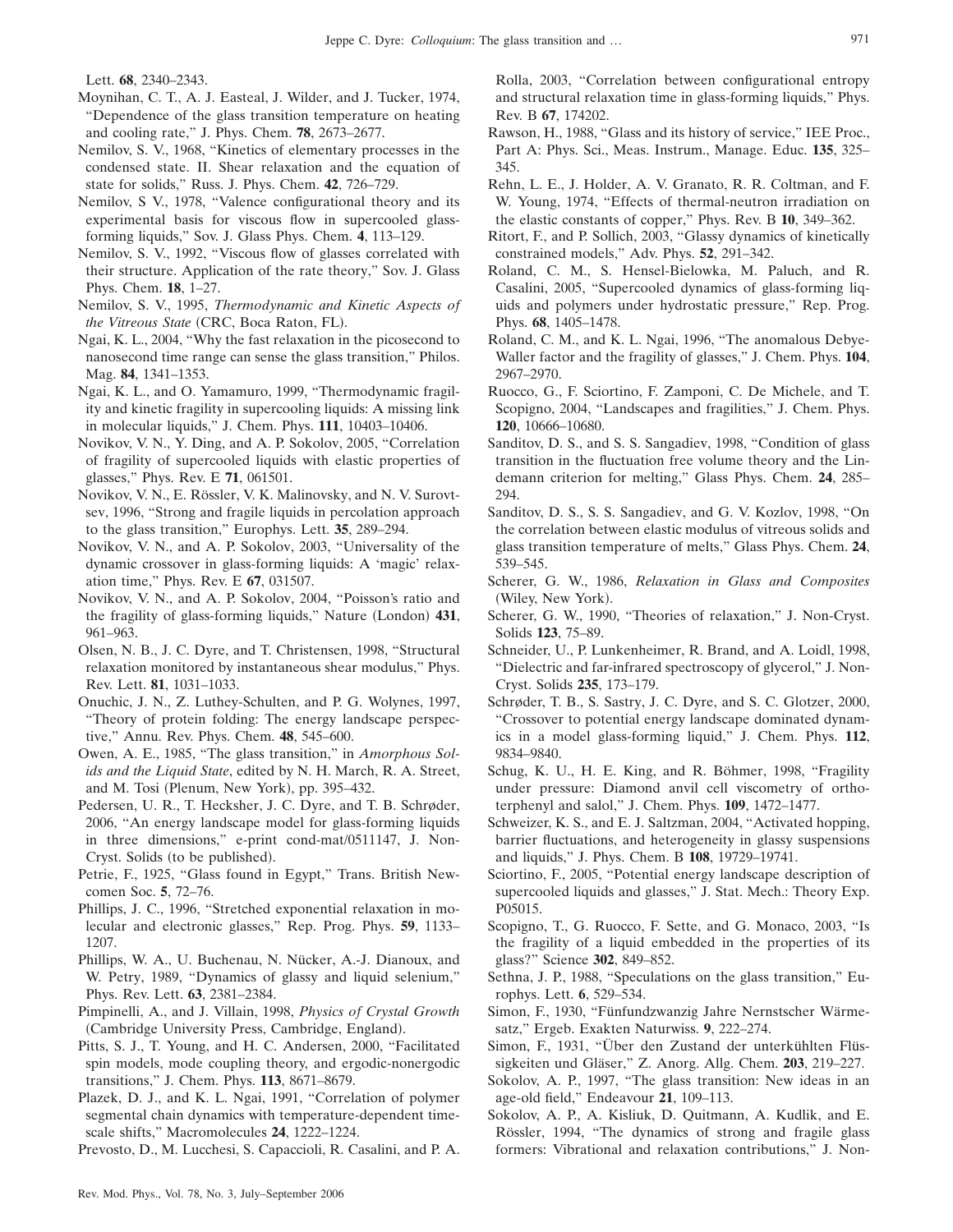Lett. **68**, 2340–2343.

Moynihan, C. T., A. J. Easteal, J. Wilder, and J. Tucker, 1974, "Dependence of the glass transition temperature on heating and cooling rate," J. Phys. Chem. **78**, 2673–2677.

Nemilov, S. V., 1968, "Kinetics of elementary processes in the condensed state. II. Shear relaxation and the equation of state for solids," Russ. J. Phys. Chem. **42**, 726–729.

Nemilov, S V., 1978, "Valence configurational theory and its experimental basis for viscous flow in supercooled glass-forming liquids," Sov. J. Glass Phys. Chem. **4**, 113–129.

Nemilov, S. V., 1992, "Viscous flow of glasses correlated with their structure. Application of the rate theory," Sov. J. Glass Phys. Chem. **18**, 1–27.

Nemilov, S. V., 1995, *Thermodynamic and Kinetic Aspects of the Vitreous State* (CRC, Boca Raton, FL).

Ngai, K. L., 2004, "Why the fast relaxation in the picosecond to nanosecond time range can sense the glass transition," Philos. Mag. **84**, 1341–1353.

Ngai, K. L., and O. Yamamuro, 1999, "Thermodynamic fragility and kinetic fragility in supercooling liquids: A missing link in molecular liquids," J. Chem. Phys. **111**, 10403–10406.

Novikov, V. N., Y. Ding, and A. P. Sokolov, 2005, "Correlation of fragility of supercooled liquids with elastic properties of glasses," Phys. Rev. E **71**, 061501.

Novikov, V. N., E. Rössler, V. K. Malinovsky, and N. V. Surovtsev, 1996, "Strong and fragile liquids in percolation approach to the glass transition," Europhys. Lett. **35**, 289–294.

Novikov, V. N., and A. P. Sokolov, 2003, "Universality of the dynamic crossover in glass-forming liquids: A 'magic' relaxation time," Phys. Rev. E **67**, 031507.

Novikov, V. N., and A. P. Sokolov, 2004, "Poisson's ratio and the fragility of glass-forming liquids," Nature (London) **431**, 961–963.

Olsen, N. B., J. C. Dyre, and T. Christensen, 1998, "Structural relaxation monitored by instantaneous shear modulus," Phys. Rev. Lett. **81**, 1031–1033.

Onuchic, J. N., Z. Luthey-Schulten, and P. G. Wolynes, 1997, "Theory of protein folding: The energy landscape perspective," Annu. Rev. Phys. Chem. **48**, 545–600.

Owen, A. E., 1985, "The glass transition," in *Amorphous Solids and the Liquid State*, edited by N. H. March, R. A. Street, and M. Tosi (Plenum, New York), pp. 395–432.

Pedersen, U. R., T. Hecksher, J. C. Dyre, and T. B. Schrøder, 2006, "An energy landscape model for glass-forming liquids in three dimensions," e-print cond-mat/0511147, J. Non-Cryst. Solids (to be published).

Petrie, F., 1925, "Glass found in Egypt," Trans. British Newcomen Soc. **5**, 72–76.

Phillips, J. C., 1996, "Stretched exponential relaxation in molecular and electronic glasses," Rep. Prog. Phys. **59**, 1133–1207.

Phillips, W. A., U. Buchenau, N. Nücker, A.-J. Dianoux, and W. Petry, 1989, "Dynamics of glassy and liquid selenium," Phys. Rev. Lett. **63**, 2381–2384.

Pimpinelli, A., and J. Villain, 1998, *Physics of Crystal Growth* (Cambridge University Press, Cambridge, England).

Pitts, S. J., T. Young, and H. C. Andersen, 2000, "Facilitated spin models, mode coupling theory, and ergodic-nonergodic transitions," J. Chem. Phys. **113**, 8671–8679.

Plazek, D. J., and K. L. Ngai, 1991, "Correlation of polymer segmental chain dynamics with temperature-dependent time-scale shifts," Macromolecules **24**, 1222–1224.

Prevosto, D., M. Lucchesi, S. Capaccioli, R. Casalini, and P. A. Rolla, 2003, "Correlation between configurational entropy and structural relaxation time in glass-forming liquids," Phys. Rev. B **67**, 174202.

Rawson, H., 1988, "Glass and its history of service," IEE Proc., Part A: Phys. Sci., Meas. Instrum., Manage. Educ. **135**, 325–345.

Rehn, L. E., J. Holder, A. V. Granato, R. R. Coltman, and F. W. Young, 1974, "Effects of thermal-neutron irradiation on the elastic constants of copper," Phys. Rev. B **10**, 349–362.

Ritort, F., and P. Sollich, 2003, "Glassy dynamics of kinetically constrained models," Adv. Phys. **52**, 291–342.

Roland, C. M., S. Hensel-Bielowka, M. Paluch, and R. Casalini, 2005, "Supercooled dynamics of glass-forming liquids and polymers under hydrostatic pressure," Rep. Prog. Phys. **68**, 1405–1478.

Roland, C. M., and K. L. Ngai, 1996, "The anomalous Debye-Waller factor and the fragility of glasses," J. Chem. Phys. **104**, 2967–2970.

Ruocco, G., F. Sciortino, F. Zamponi, C. De Michele, and T. Scopigno, 2004, "Landscapes and fragilities," J. Chem. Phys. **120**, 10666–10680.

Sanditov, D. S., and S. S. Sangadiev, 1998, "Condition of glass transition in the fluctuation free volume theory and the Lindemann criterion for melting," Glass Phys. Chem. **24**, 285–294.

Sanditov, D. S., S. S. Sangadiev, and G. V. Kozlov, 1998, "On the correlation between elastic modulus of vitreous solids and glass transition temperature of melts," Glass Phys. Chem. **24**, 539–545.

Scherer, G. W., 1986, *Relaxation in Glass and Composites* (Wiley, New York).

Scherer, G. W., 1990, "Theories of relaxation," J. Non-Cryst. Solids **123**, 75–89.

Schneider, U., P. Lunkenheimer, R. Brand, and A. Loidl, 1998, "Dielectric and far-infrared spectroscopy of glycerol," J. Non-Cryst. Solids **235**, 173–179.

Schrøder, T. B., S. Sastry, J. C. Dyre, and S. C. Glotzer, 2000, "Crossover to potential energy landscape dominated dynamics in a model glass-forming liquid," J. Chem. Phys. **112**, 9834–9840.

Schug, K. U., H. E. King, and R. Böhmer, 1998, "Fragility under pressure: Diamond anvil cell viscometry of orthoterphenyl and salol," J. Chem. Phys. **109**, 1472–1477.

Schweizer, K. S., and E. J. Saltzman, 2004, "Activated hopping, barrier fluctuations, and heterogeneity in glassy suspensions and liquids," J. Phys. Chem. B **108**, 19729–19741.

Sciortino, F., 2005, "Potential energy landscape description of supercooled liquids and glasses," J. Stat. Mech.: Theory Exp. P05015.

Scopigno, T., G. Ruocco, F. Sette, and G. Monaco, 2003, "Is the fragility of a liquid embedded in the properties of its glass?" Science **302**, 849–852.

Sethna, J. P., 1988, "Speculations on the glass transition," Europhys. Lett. **6**, 529–534.

Simon, F., 1930, "Fünfundzwanzig Jahre Nernstscher Wärmesatz," Ergeb. Exakten Naturwiss. **9**, 222–274.

Simon, F., 1931, "Über den Zustand der unterkühlten Flüssigkeiten und Gläser," Z. Anorg. Allg. Chem. **203**, 219–227.

Sokolov, A. P., 1997, "The glass transition: New ideas in an age-old field," Endeavour **21**, 109–113.

Sokolov, A. P., A. Kisliuk, D. Quitmann, A. Kudlik, and E. Rössler, 1994, "The dynamics of strong and fragile glass formers: Vibrational and relaxation contributions," J. Non-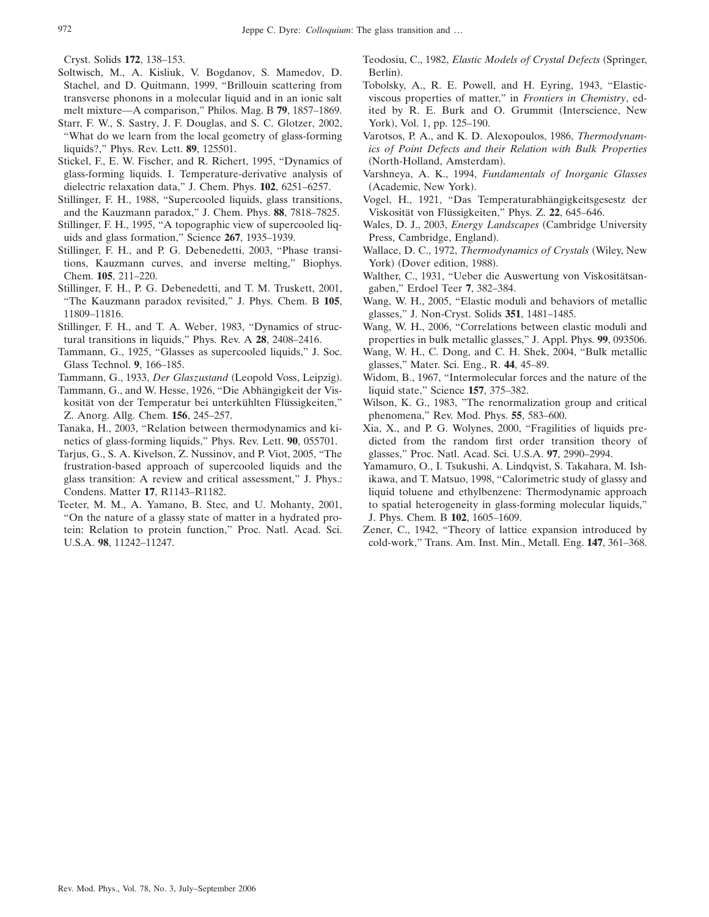Cryst. Solids **172**, 138–153.

Soltwisch, M., A. Kisliuk, V. Bogdanov, S. Mamedov, D. Stachel, and D. Quitmann, 1999, "Brillouin scattering from transverse phonons in a molecular liquid and in an ionic salt melt mixture—A comparison," Philos. Mag. B **79**, 1857–1869.

Starr, F. W., S. Sastry, J. F. Douglas, and S. C. Glotzer, 2002, "What do we learn from the local geometry of glass-forming liquids?," Phys. Rev. Lett. **89**, 125501.

Stickel, F., E. W. Fischer, and R. Richert, 1995, "Dynamics of glass-forming liquids. I. Temperature-derivative analysis of dielectric relaxation data," J. Chem. Phys. **102**, 6251–6257.

Stillinger, F. H., 1988, "Supercooled liquids, glass transitions, and the Kauzmann paradox," J. Chem. Phys. **88**, 7818–7825.

Stillinger, F. H., 1995, "A topographic view of supercooled liquids and glass formation," Science **267**, 1935–1939.

Stillinger, F. H., and P. G. Debenedetti, 2003, "Phase transitions, Kauzmann curves, and inverse melting," Biophys. Chem. **105**, 211–220.

Stillinger, F. H., P. G. Debenedetti, and T. M. Truskett, 2001, "The Kauzmann paradox revisited," J. Phys. Chem. B **105**, 11809–11816.

Stillinger, F. H., and T. A. Weber, 1983, "Dynamics of structural transitions in liquids," Phys. Rev. A **28**, 2408–2416.

Tammann, G., 1925, "Glasses as supercooled liquids," J. Soc. Glass Technol. **9**, 166–185.

Tammann, G., 1933, *Der Glaszustand* (Leopold Voss, Leipzig).

Tammann, G., and W. Hesse, 1926, "Die Abhängigkeit der Viskosität von der Temperatur bei unterkühlten Flüssigkeiten," Z. Anorg. Allg. Chem. **156**, 245–257.

Tanaka, H., 2003, "Relation between thermodynamics and kinetics of glass-forming liquids," Phys. Rev. Lett. **90**, 055701.

Tarjus, G., S. A. Kivelson, Z. Nussinov, and P. Viot, 2005, "The frustration-based approach of supercooled liquids and the glass transition: A review and critical assessment," J. Phys.: Condens. Matter **17**, R1143–R1182.

Teeter, M. M., A. Yamano, B. Stec, and U. Mohanty, 2001, "On the nature of a glassy state of matter in a hydrated protein: Relation to protein function," Proc. Natl. Acad. Sci. U.S.A. **98**, 11242–11247.

Teodosiu, C., 1982, *Elastic Models of Crystal Defects* (Springer, Berlin).

Tobolsky, A., R. E. Powell, and H. Eyring, 1943, "Elastic-viscous properties of matter," in *Frontiers in Chemistry*, edited by R. E. Burk and O. Grummit (Interscience, New York), Vol. 1, pp. 125–190.

Varotsos, P. A., and K. D. Alexopoulos, 1986, *Thermodynamics of Point Defects and their Relation with Bulk Properties* (North-Holland, Amsterdam).

Varshneya, A. K., 1994, *Fundamentals of Inorganic Glasses* (Academic, New York).

Vogel, H., 1921, "Das Temperaturabhängigkeitsgesestz der Viskosität von Flüssigkeiten," Phys. Z. **22**, 645–646.

Wales, D. J., 2003, *Energy Landscapes* (Cambridge University Press, Cambridge, England).

Wallace, D. C., 1972, *Thermodynamics of Crystals* (Wiley, New York) (Dover edition, 1988).

Walther, C., 1931, "Ueber die Auswertung von Viskositätsangaben," Erdoel Teer **7**, 382–384.

Wang, W. H., 2005, "Elastic moduli and behaviors of metallic glasses," J. Non-Cryst. Solids **351**, 1481–1485.

Wang, W. H., 2006, "Correlations between elastic moduli and properties in bulk metallic glasses," J. Appl. Phys. **99**, 093506.

Wang, W. H., C. Dong, and C. H. Shek, 2004, "Bulk metallic glasses," Mater. Sci. Eng., R. **44**, 45–89.

Widom, B., 1967, "Intermolecular forces and the nature of the liquid state," Science **157**, 375–382.

Wilson, K. G., 1983, "The renormalization group and critical phenomena," Rev. Mod. Phys. **55**, 583–600.

Xia, X., and P. G. Wolynes, 2000, "Fragilities of liquids predicted from the random first order transition theory of glasses," Proc. Natl. Acad. Sci. U.S.A. **97**, 2990–2994.

Yamamuro, O., I. Tsukushi, A. Lindqvist, S. Takahara, M. Ishikawa, and T. Matsuo, 1998, "Calorimetric study of glassy and liquid toluene and ethylbenzene: Thermodynamic approach to spatial heterogeneity in glass-forming molecular liquids," J. Phys. Chem. B **102**, 1605–1609.

Zener, C., 1942, "Theory of lattice expansion introduced by cold-work," Trans. Am. Inst. Min., Metall. Eng. **147**, 361–368.